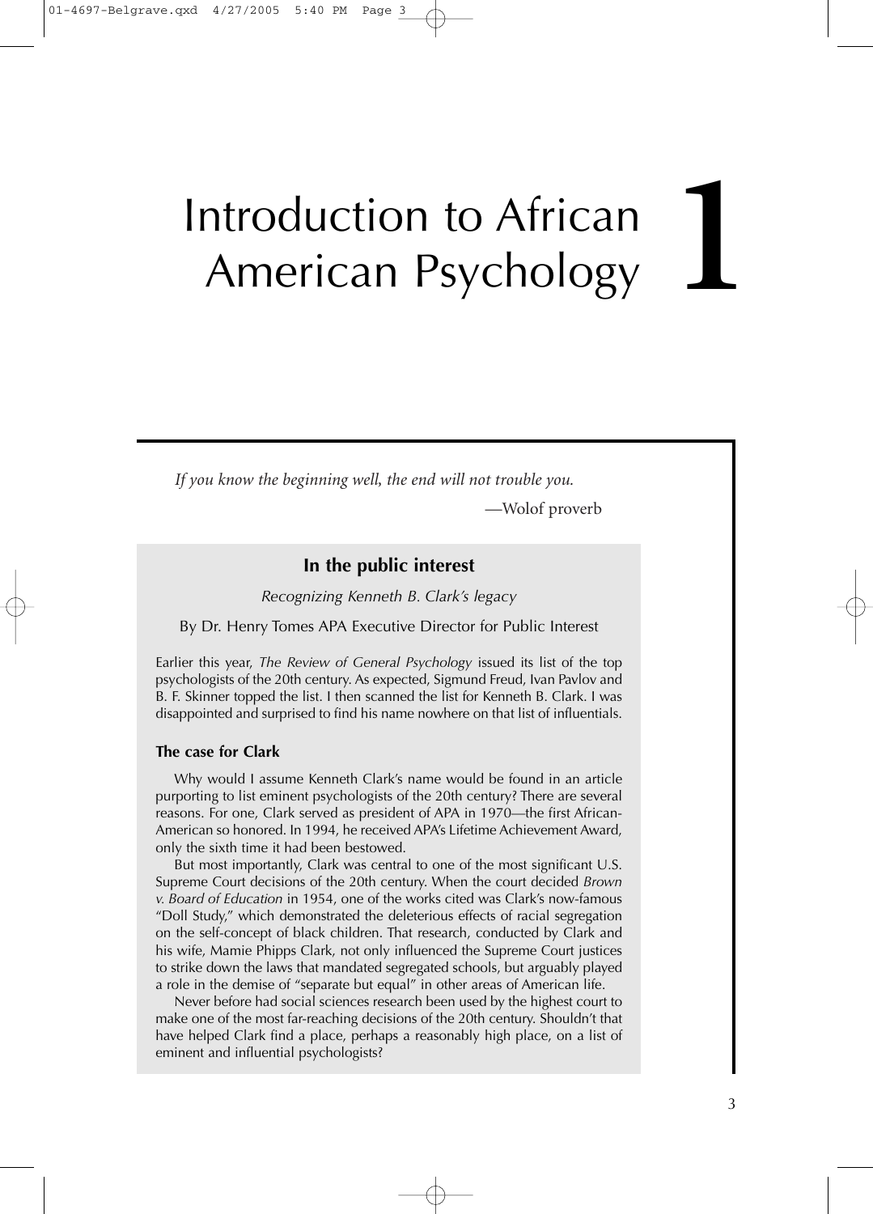# 1 Introduction to African American Psychology

*If you know the beginning well, the end will not trouble you.*

—Wolof proverb

## In the public interest

*Recognizing Kenneth B. Clark's legacy*

By Dr. Henry Tomes APA Executive Director for Public Interest

Earlier this year, *The Review of General Psychology* issued its list of the top psychologists of the 20th century. As expected, Sigmund Freud, Ivan Pavlov and B. F. Skinner topped the list. I then scanned the list for Kenneth B. Clark. I was disappointed and surprised to find his name nowhere on that list of influentials.

### The case for Clark

Why would I assume Kenneth Clark's name would be found in an article purporting to list eminent psychologists of the 20th century? There are several reasons. For one, Clark served as president of APA in 1970—the first African-American so honored. In 1994, he received APA's Lifetime Achievement Award, only the sixth time it had been bestowed.

But most importantly, Clark was central to one of the most significant U.S. Supreme Court decisions of the 20th century. When the court decided *Brown v. Board of Education* in 1954, one of the works cited was Clark's now-famous "Doll Study," which demonstrated the deleterious effects of racial segregation on the self-concept of black children. That research, conducted by Clark and his wife, Mamie Phipps Clark, not only influenced the Supreme Court justices to strike down the laws that mandated segregated schools, but arguably played a role in the demise of "separate but equal" in other areas of American life.

Never before had social sciences research been used by the highest court to make one of the most far-reaching decisions of the 20th century. Shouldn't that have helped Clark find a place, perhaps a reasonably high place, on a list of eminent and influential psychologists?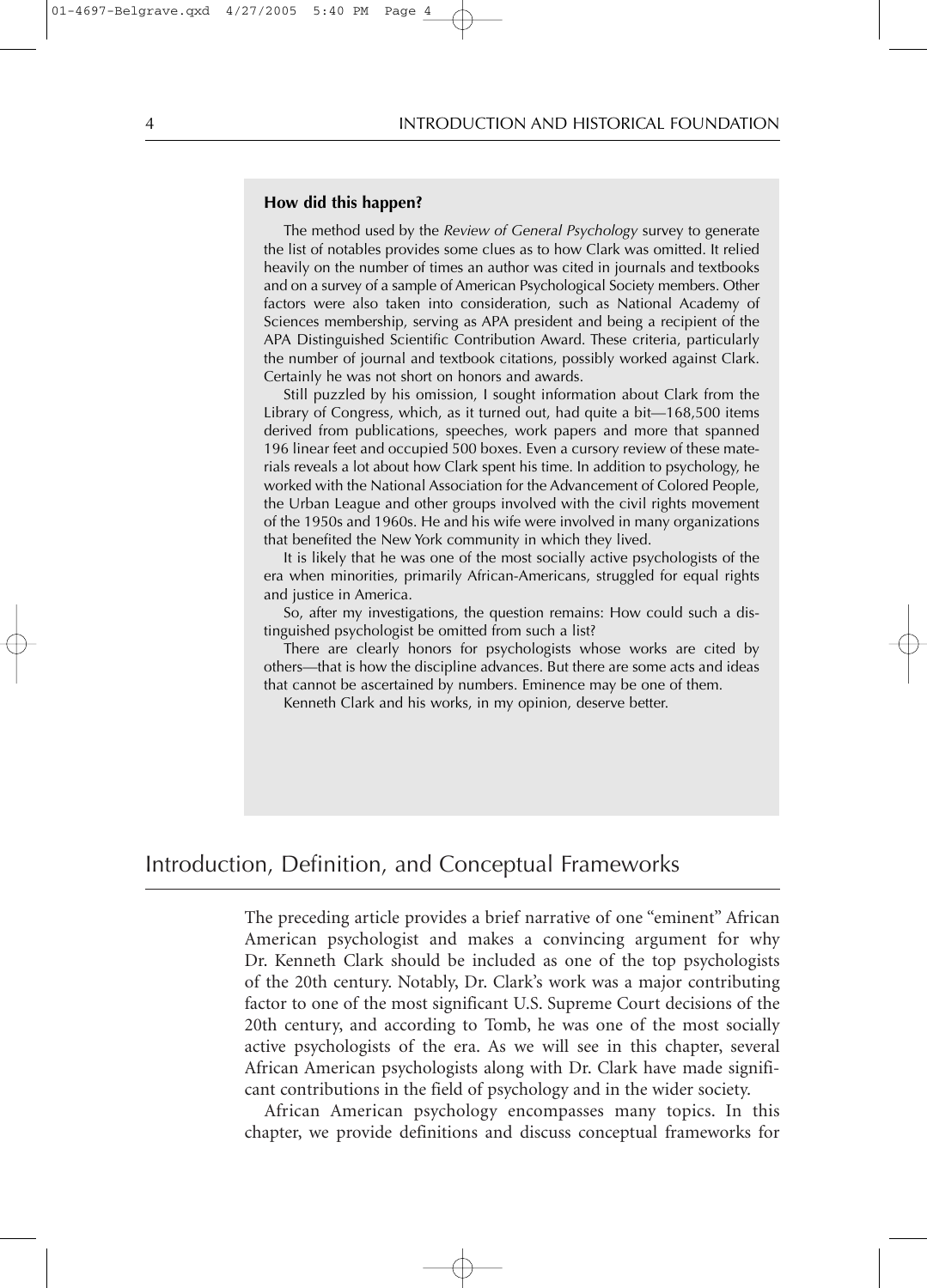**How did this happen?**

The method used by the *Review of General Psychology* survey to generate the list of notables provides some clues as to how Clark was omitted. It relied heavily on the number of times an author was cited in journals and textbooks and on a survey of a sample of American Psychological Society members. Other factors were also taken into consideration, such as National Academy of Sciences membership, serving as APA president and being a recipient of the APA Distinguished Scientific Contribution Award. These criteria, particularly the number of journal and textbook citations, possibly worked against Clark. Certainly he was not short on honors and awards.

Still puzzled by his omission, I sought information about Clark from the Library of Congress, which, as it turned out, had quite a bit—168,500 items derived from publications, speeches, work papers and more that spanned 196 linear feet and occupied 500 boxes. Even a cursory review of these materials reveals a lot about how Clark spent his time. In addition to psychology, he worked with the National Association for the Advancement of Colored People, the Urban League and other groups involved with the civil rights movement of the 1950s and 1960s. He and his wife were involved in many organizations that benefited the New York community in which they lived.

It is likely that he was one of the most socially active psychologists of the era when minorities, primarily African-Americans, struggled for equal rights and justice in America.

So, after my investigations, the question remains: How could such a distinguished psychologist be omitted from such a list?

There are clearly honors for psychologists whose works are cited by others—that is how the discipline advances. But there are some acts and ideas that cannot be ascertained by numbers. Eminence may be one of them.

Kenneth Clark and his works, in my opinion, deserve better.

## Introduction, Definition, and Conceptual Frameworks

The preceding article provides a brief narrative of one "eminent" African American psychologist and makes a convincing argument for why Dr. Kenneth Clark should be included as one of the top psychologists of the 20th century. Notably, Dr. Clark's work was a major contributing factor to one of the most significant U.S. Supreme Court decisions of the 20th century, and according to Tomb, he was one of the most socially active psychologists of the era. As we will see in this chapter, several African American psychologists along with Dr. Clark have made significant contributions in the field of psychology and in the wider society.

African American psychology encompasses many topics. In this chapter, we provide definitions and discuss conceptual frameworks for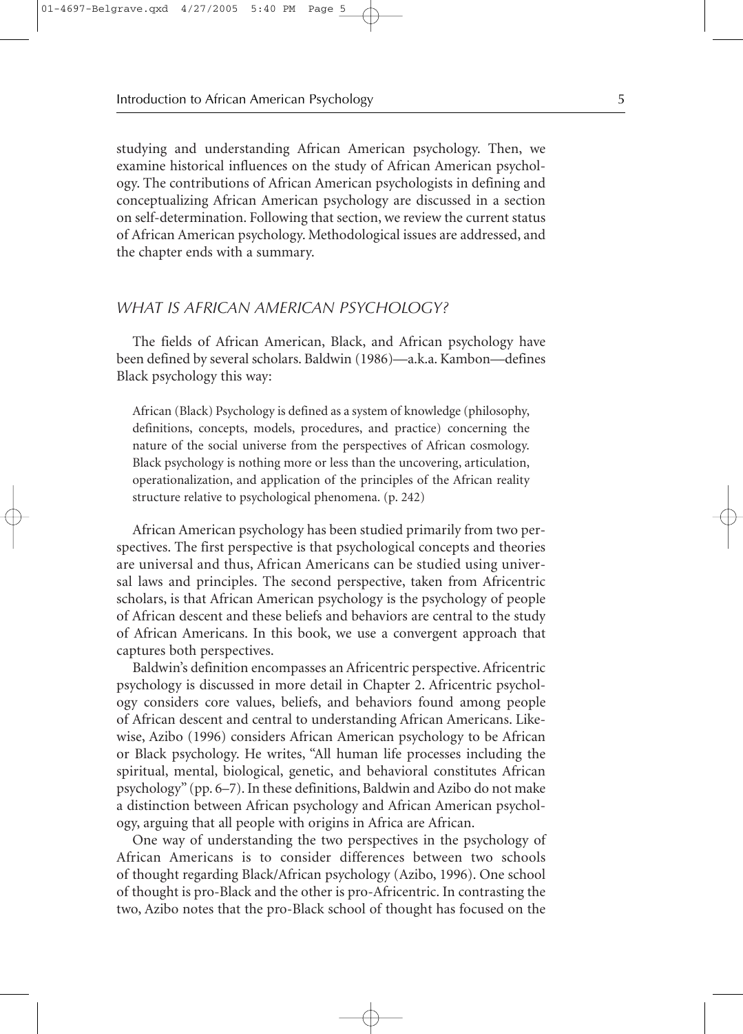studying and understanding African American psychology. Then, we examine historical influences on the study of African American psychology. The contributions of African American psychologists in defining and conceptualizing African American psychology are discussed in a section on self-determination. Following that section, we review the current status of African American psychology. Methodological issues are addressed, and the chapter ends with a summary.

## *WHAT IS AFRICAN AMERICAN PSYCHOLOGY?*

The fields of African American, Black, and African psychology have been defined by several scholars. Baldwin (1986)—a.k.a. Kambon—defines Black psychology this way:

> African (Black) Psychology is defined as a system of knowledge (philosophy, definitions, concepts, models, procedures, and practice) concerning the nature of the social universe from the perspectives of African cosmology. Black psychology is nothing more or less than the uncovering, articulation, operationalization, and application of the principles of the African reality structure relative to psychological phenomena. (p. 242)

African American psychology has been studied primarily from two perspectives. The first perspective is that psychological concepts and theories are universal and thus, African Americans can be studied using universal laws and principles. The second perspective, taken from Africentric scholars, is that African American psychology is the psychology of people of African descent and these beliefs and behaviors are central to the study of African Americans. In this book, we use a convergent approach that captures both perspectives.

Baldwin's definition encompasses an Africentric perspective. Africentric psychology is discussed in more detail in Chapter 2. Africentric psychology considers core values, beliefs, and behaviors found among people of African descent and central to understanding African Americans. Likewise, Azibo (1996) considers African American psychology to be African or Black psychology. He writes, "All human life processes including the spiritual, mental, biological, genetic, and behavioral constitutes African psychology" (pp. 6–7). In these definitions, Baldwin and Azibo do not make a distinction between African psychology and African American psychology, arguing that all people with origins in Africa are African.

One way of understanding the two perspectives in the psychology of African Americans is to consider differences between two schools of thought regarding Black/African psychology (Azibo, 1996). One school of thought is pro-Black and the other is pro-Africentric. In contrasting the two, Azibo notes that the pro-Black school of thought has focused on the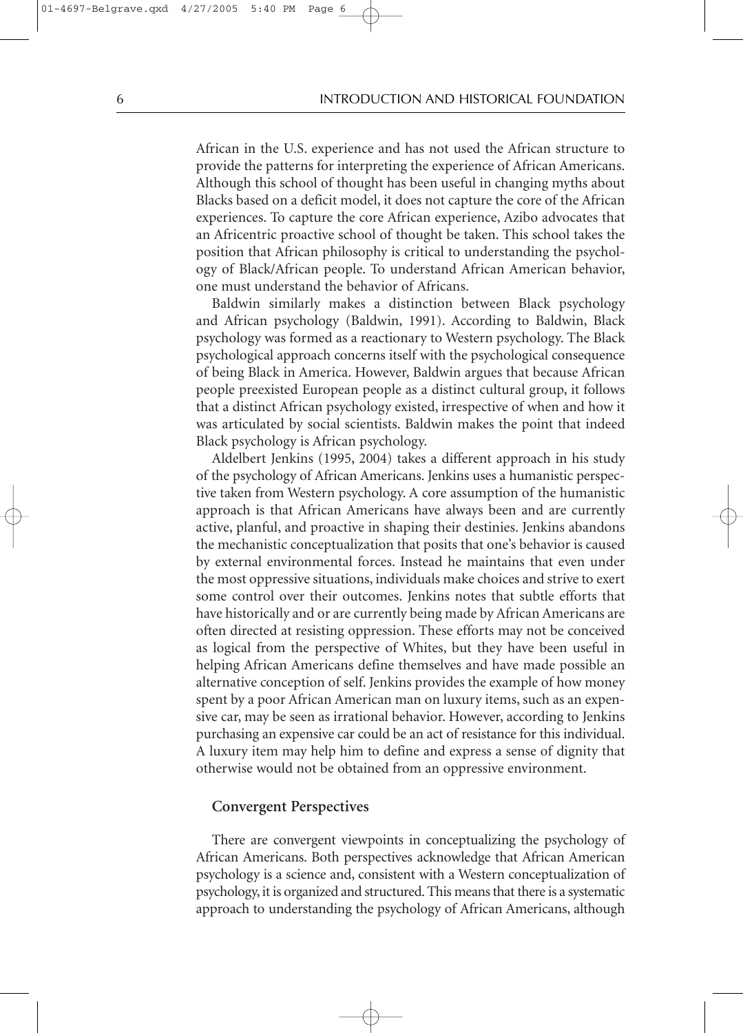African in the U.S. experience and has not used the African structure to provide the patterns for interpreting the experience of African Americans. Although this school of thought has been useful in changing myths about Blacks based on a deficit model, it does not capture the core of the African experiences. To capture the core African experience, Azibo advocates that an Africentric proactive school of thought be taken. This school takes the position that African philosophy is critical to understanding the psychology of Black/African people. To understand African American behavior, one must understand the behavior of Africans.

Baldwin similarly makes a distinction between Black psychology and African psychology (Baldwin, 1991). According to Baldwin, Black psychology was formed as a reactionary to Western psychology. The Black psychological approach concerns itself with the psychological consequence of being Black in America. However, Baldwin argues that because African people preexisted European people as a distinct cultural group, it follows that a distinct African psychology existed, irrespective of when and how it was articulated by social scientists. Baldwin makes the point that indeed Black psychology is African psychology.

Aldelbert Jenkins (1995, 2004) takes a different approach in his study of the psychology of African Americans. Jenkins uses a humanistic perspective taken from Western psychology. A core assumption of the humanistic approach is that African Americans have always been and are currently active, planful, and proactive in shaping their destinies. Jenkins abandons the mechanistic conceptualization that posits that one's behavior is caused by external environmental forces. Instead he maintains that even under the most oppressive situations, individuals make choices and strive to exert some control over their outcomes. Jenkins notes that subtle efforts that have historically and or are currently being made by African Americans are often directed at resisting oppression. These efforts may not be conceived as logical from the perspective of Whites, but they have been useful in helping African Americans define themselves and have made possible an alternative conception of self. Jenkins provides the example of how money spent by a poor African American man on luxury items, such as an expensive car, may be seen as irrational behavior. However, according to Jenkins purchasing an expensive car could be an act of resistance for this individual. A luxury item may help him to define and express a sense of dignity that otherwise would not be obtained from an oppressive environment.

### Convergent Perspectives

There are convergent viewpoints in conceptualizing the psychology of African Americans. Both perspectives acknowledge that African American psychology is a science and, consistent with a Western conceptualization of psychology, it is organized and structured. This means that there is a systematic approach to understanding the psychology of African Americans, although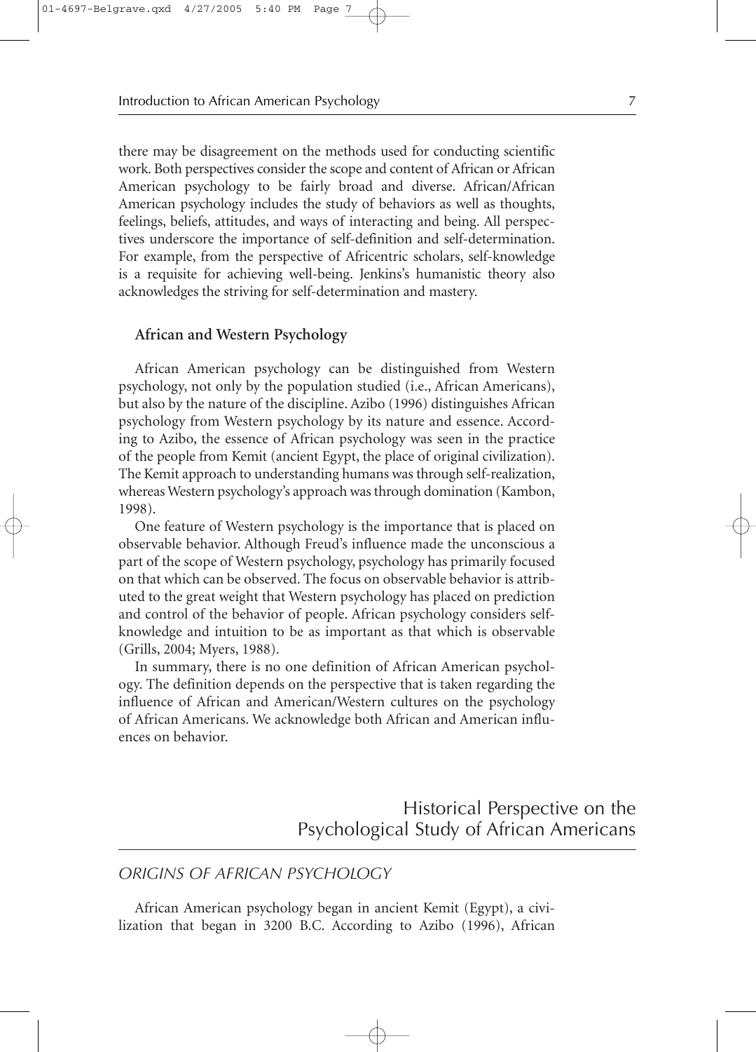there may be disagreement on the methods used for conducting scientific work. Both perspectives consider the scope and content of African or African American psychology to be fairly broad and diverse. African/African American psychology includes the study of behaviors as well as thoughts, feelings, beliefs, attitudes, and ways of interacting and being. All perspectives underscore the importance of self-definition and self-determination. For example, from the perspective of Africentric scholars, self-knowledge is a requisite for achieving well-being. Jenkins's humanistic theory also acknowledges the striving for self-determination and mastery.

### African and Western Psychology

African American psychology can be distinguished from Western psychology, not only by the population studied (i.e., African Americans), but also by the nature of the discipline. Azibo (1996) distinguishes African psychology from Western psychology by its nature and essence. According to Azibo, the essence of African psychology was seen in the practice of the people from Kemit (ancient Egypt, the place of original civilization). The Kemit approach to understanding humans was through self-realization, whereas Western psychology's approach was through domination (Kambon, 1998).

One feature of Western psychology is the importance that is placed on observable behavior. Although Freud's influence made the unconscious a part of the scope of Western psychology, psychology has primarily focused on that which can be observed. The focus on observable behavior is attributed to the great weight that Western psychology has placed on prediction and control of the behavior of people. African psychology considers self-knowledge and intuition to be as important as that which is observable (Grills, 2004; Myers, 1988).

In summary, there is no one definition of African American psychology. The definition depends on the perspective that is taken regarding the influence of African and American/Western cultures on the psychology of African Americans. We acknowledge both African and American influences on behavior.

## Historical Perspective on the Psychological Study of African Americans

### *ORIGINS OF AFRICAN PSYCHOLOGY*

African American psychology began in ancient Kemit (Egypt), a civilization that began in 3200 B.C. According to Azibo (1996), African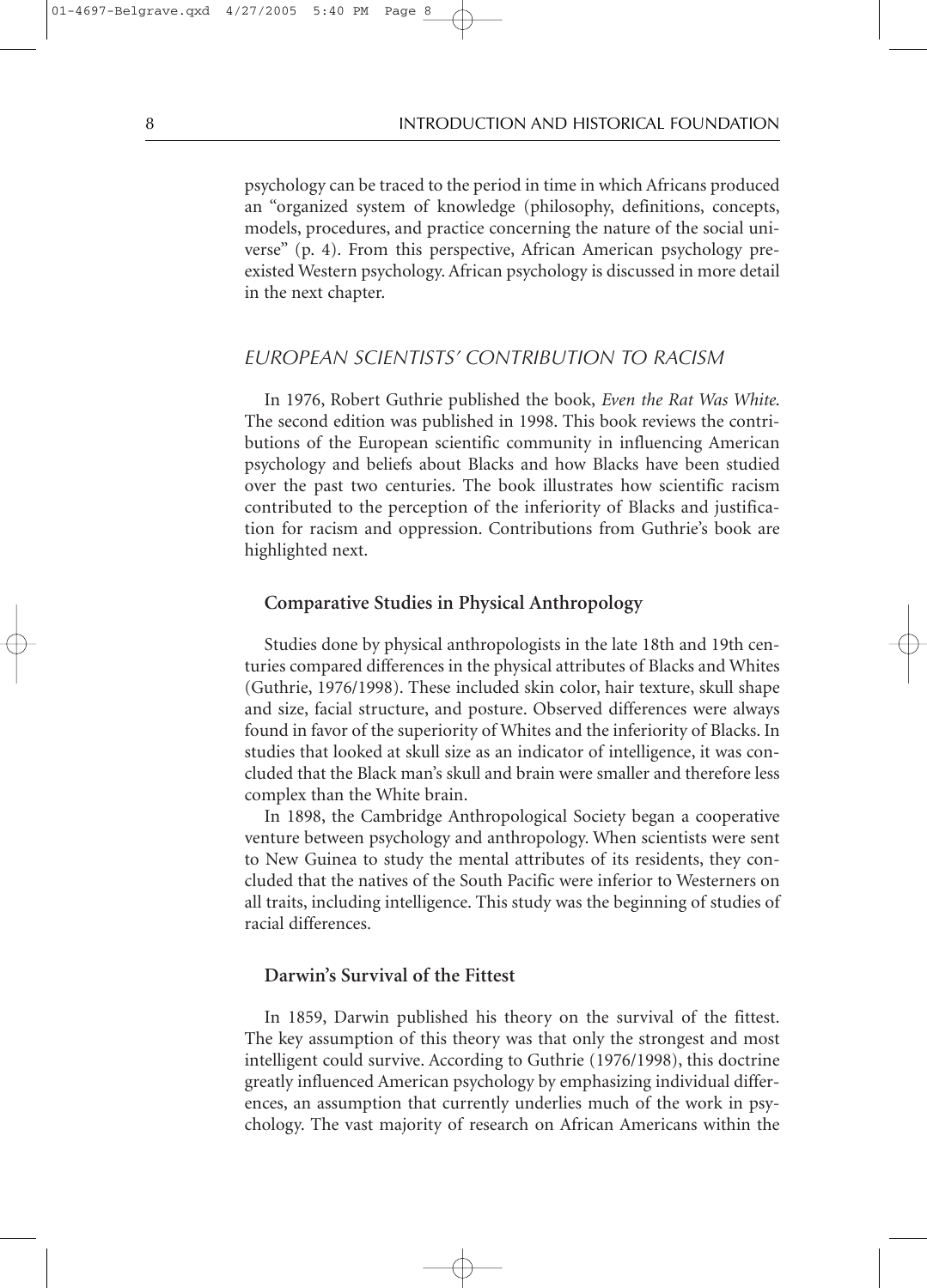psychology can be traced to the period in time in which Africans produced an "organized system of knowledge (philosophy, definitions, concepts, models, procedures, and practice concerning the nature of the social universe" (p. 4). From this perspective, African American psychology preexisted Western psychology. African psychology is discussed in more detail in the next chapter.

## *EUROPEAN SCIENTISTS' CONTRIBUTION TO RACISM*

In 1976, Robert Guthrie published the book, *Even the Rat Was White.* The second edition was published in 1998. This book reviews the contributions of the European scientific community in influencing American psychology and beliefs about Blacks and how Blacks have been studied over the past two centuries. The book illustrates how scientific racism contributed to the perception of the inferiority of Blacks and justification for racism and oppression. Contributions from Guthrie's book are highlighted next.

### Comparative Studies in Physical Anthropology

Studies done by physical anthropologists in the late 18th and 19th centuries compared differences in the physical attributes of Blacks and Whites (Guthrie, 1976/1998). These included skin color, hair texture, skull shape and size, facial structure, and posture. Observed differences were always found in favor of the superiority of Whites and the inferiority of Blacks. In studies that looked at skull size as an indicator of intelligence, it was concluded that the Black man's skull and brain were smaller and therefore less complex than the White brain.

In 1898, the Cambridge Anthropological Society began a cooperative venture between psychology and anthropology. When scientists were sent to New Guinea to study the mental attributes of its residents, they concluded that the natives of the South Pacific were inferior to Westerners on all traits, including intelligence. This study was the beginning of studies of racial differences.

### Darwin's Survival of the Fittest

In 1859, Darwin published his theory on the survival of the fittest. The key assumption of this theory was that only the strongest and most intelligent could survive. According to Guthrie (1976/1998), this doctrine greatly influenced American psychology by emphasizing individual differences, an assumption that currently underlies much of the work in psychology. The vast majority of research on African Americans within the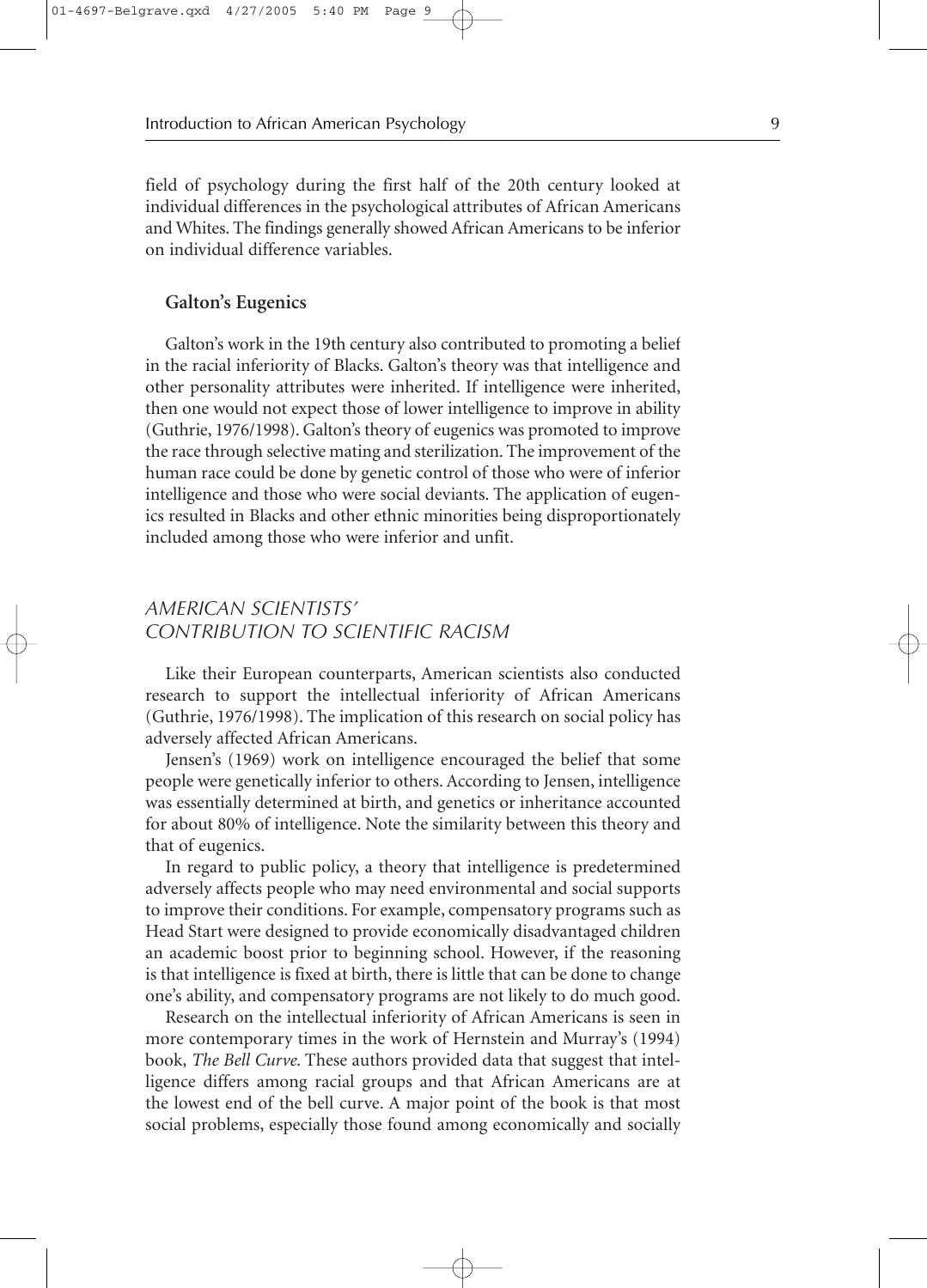field of psychology during the first half of the 20th century looked at individual differences in the psychological attributes of African Americans and Whites. The findings generally showed African Americans to be inferior on individual difference variables.

### Galton's Eugenics

Galton's work in the 19th century also contributed to promoting a belief in the racial inferiority of Blacks. Galton's theory was that intelligence and other personality attributes were inherited. If intelligence were inherited, then one would not expect those of lower intelligence to improve in ability (Guthrie, 1976/1998). Galton's theory of eugenics was promoted to improve the race through selective mating and sterilization. The improvement of the human race could be done by genetic control of those who were of inferior intelligence and those who were social deviants. The application of eugenics resulted in Blacks and other ethnic minorities being disproportionately included among those who were inferior and unfit.

## *AMERICAN SCIENTISTS' CONTRIBUTION TO SCIENTIFIC RACISM*

Like their European counterparts, American scientists also conducted research to support the intellectual inferiority of African Americans (Guthrie, 1976/1998). The implication of this research on social policy has adversely affected African Americans.

Jensen's (1969) work on intelligence encouraged the belief that some people were genetically inferior to others. According to Jensen, intelligence was essentially determined at birth, and genetics or inheritance accounted for about 80% of intelligence. Note the similarity between this theory and that of eugenics.

In regard to public policy, a theory that intelligence is predetermined adversely affects people who may need environmental and social supports to improve their conditions. For example, compensatory programs such as Head Start were designed to provide economically disadvantaged children an academic boost prior to beginning school. However, if the reasoning is that intelligence is fixed at birth, there is little that can be done to change one's ability, and compensatory programs are not likely to do much good.

Research on the intellectual inferiority of African Americans is seen in more contemporary times in the work of Hernstein and Murray's (1994) book, *The Bell Curve*. These authors provided data that suggest that intelligence differs among racial groups and that African Americans are at the lowest end of the bell curve. A major point of the book is that most social problems, especially those found among economically and socially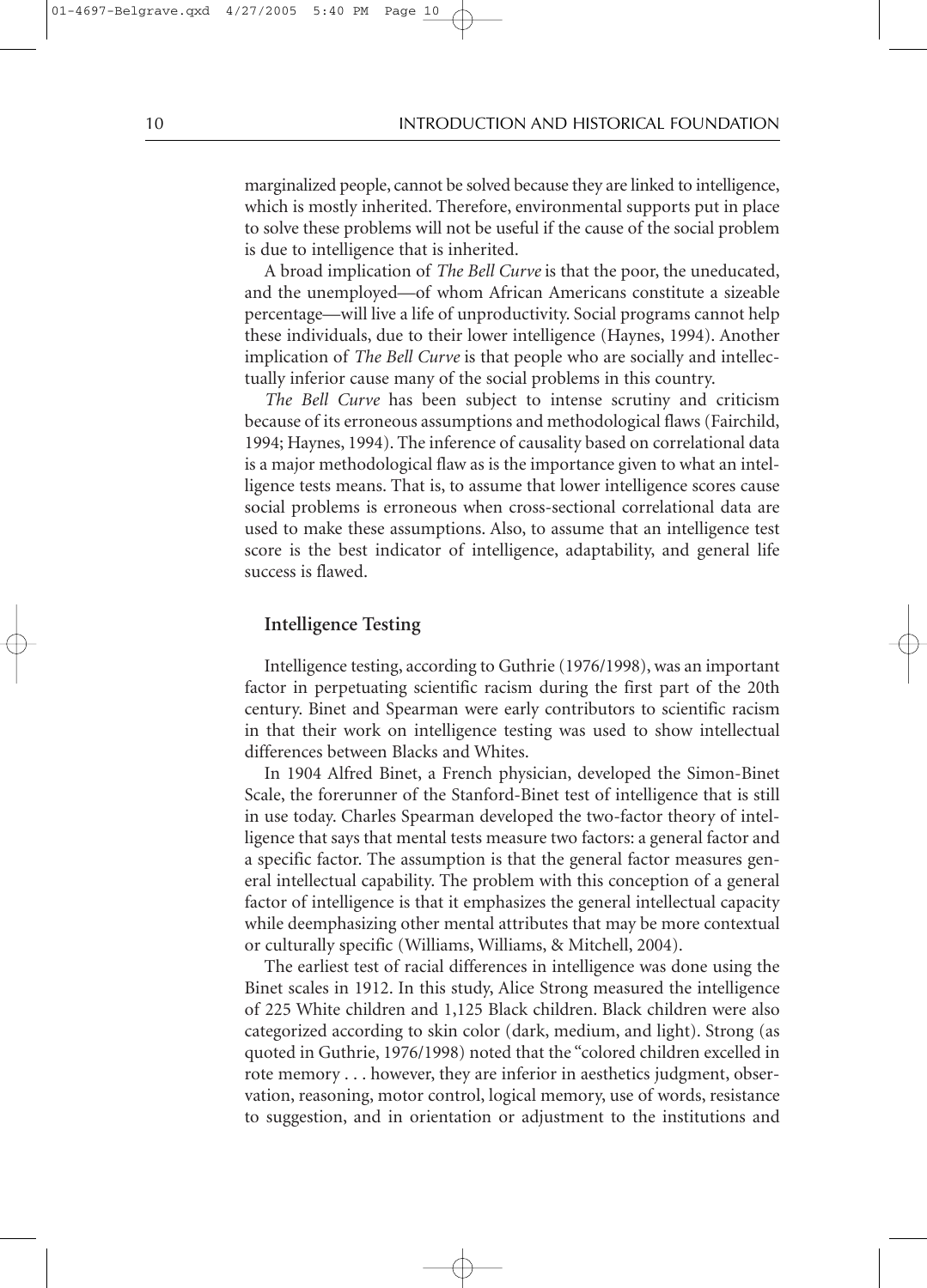marginalized people, cannot be solved because they are linked to intelligence, which is mostly inherited. Therefore, environmental supports put in place to solve these problems will not be useful if the cause of the social problem is due to intelligence that is inherited.

A broad implication of *The Bell Curve* is that the poor, the uneducated, and the unemployed—of whom African Americans constitute a sizeable percentage—will live a life of unproductivity. Social programs cannot help these individuals, due to their lower intelligence (Haynes, 1994). Another implication of *The Bell Curve* is that people who are socially and intellectually inferior cause many of the social problems in this country.

*The Bell Curve* has been subject to intense scrutiny and criticism because of its erroneous assumptions and methodological flaws (Fairchild, 1994; Haynes, 1994). The inference of causality based on correlational data is a major methodological flaw as is the importance given to what an intelligence tests means. That is, to assume that lower intelligence scores cause social problems is erroneous when cross-sectional correlational data are used to make these assumptions. Also, to assume that an intelligence test score is the best indicator of intelligence, adaptability, and general life success is flawed.

### Intelligence Testing

Intelligence testing, according to Guthrie (1976/1998), was an important factor in perpetuating scientific racism during the first part of the 20th century. Binet and Spearman were early contributors to scientific racism in that their work on intelligence testing was used to show intellectual differences between Blacks and Whites.

In 1904 Alfred Binet, a French physician, developed the Simon-Binet Scale, the forerunner of the Stanford-Binet test of intelligence that is still in use today. Charles Spearman developed the two-factor theory of intelligence that says that mental tests measure two factors: a general factor and a specific factor. The assumption is that the general factor measures general intellectual capability. The problem with this conception of a general factor of intelligence is that it emphasizes the general intellectual capacity while deemphasizing other mental attributes that may be more contextual or culturally specific (Williams, Williams, & Mitchell, 2004).

The earliest test of racial differences in intelligence was done using the Binet scales in 1912. In this study, Alice Strong measured the intelligence of 225 White children and 1,125 Black children. Black children were also categorized according to skin color (dark, medium, and light). Strong (as quoted in Guthrie, 1976/1998) noted that the "colored children excelled in rote memory . . . however, they are inferior in aesthetics judgment, observation, reasoning, motor control, logical memory, use of words, resistance to suggestion, and in orientation or adjustment to the institutions and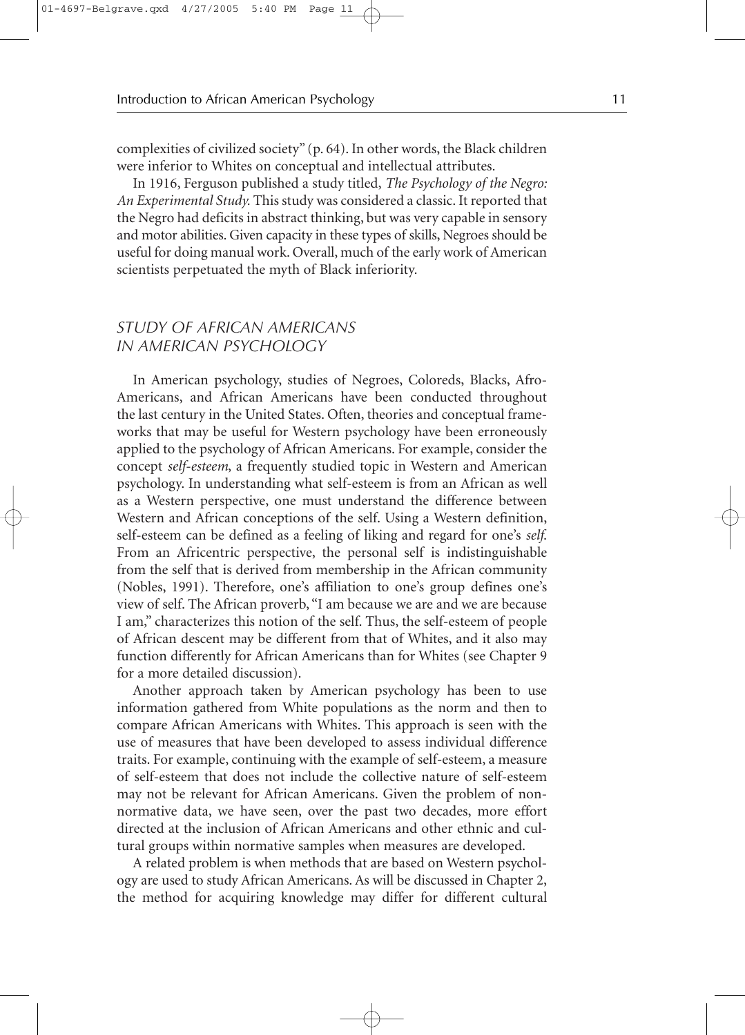complexities of civilized society" (p. 64). In other words, the Black children were inferior to Whites on conceptual and intellectual attributes.

In 1916, Ferguson published a study titled, *The Psychology of the Negro: An Experimental Study.* This study was considered a classic. It reported that the Negro had deficits in abstract thinking, but was very capable in sensory and motor abilities. Given capacity in these types of skills, Negroes should be useful for doing manual work. Overall, much of the early work of American scientists perpetuated the myth of Black inferiority.

## STUDY OF AFRICAN AMERICANS IN AMERICAN PSYCHOLOGY

In American psychology, studies of Negroes, Coloreds, Blacks, Afro-Americans, and African Americans have been conducted throughout the last century in the United States. Often, theories and conceptual frameworks that may be useful for Western psychology have been erroneously applied to the psychology of African Americans. For example, consider the concept *self-esteem*, a frequently studied topic in Western and American psychology. In understanding what self-esteem is from an African as well as a Western perspective, one must understand the difference between Western and African conceptions of the self. Using a Western definition, self-esteem can be defined as a feeling of liking and regard for one's *self.* From an Africentric perspective, the personal self is indistinguishable from the self that is derived from membership in the African community (Nobles, 1991). Therefore, one's affiliation to one's group defines one's view of self. The African proverb, "I am because we are and we are because I am," characterizes this notion of the self. Thus, the self-esteem of people of African descent may be different from that of Whites, and it also may function differently for African Americans than for Whites (see Chapter 9 for a more detailed discussion).

Another approach taken by American psychology has been to use information gathered from White populations as the norm and then to compare African Americans with Whites. This approach is seen with the use of measures that have been developed to assess individual difference traits. For example, continuing with the example of self-esteem, a measure of self-esteem that does not include the collective nature of self-esteem may not be relevant for African Americans. Given the problem of non-normative data, we have seen, over the past two decades, more effort directed at the inclusion of African Americans and other ethnic and cultural groups within normative samples when measures are developed.

A related problem is when methods that are based on Western psychology are used to study African Americans. As will be discussed in Chapter 2, the method for acquiring knowledge may differ for different cultural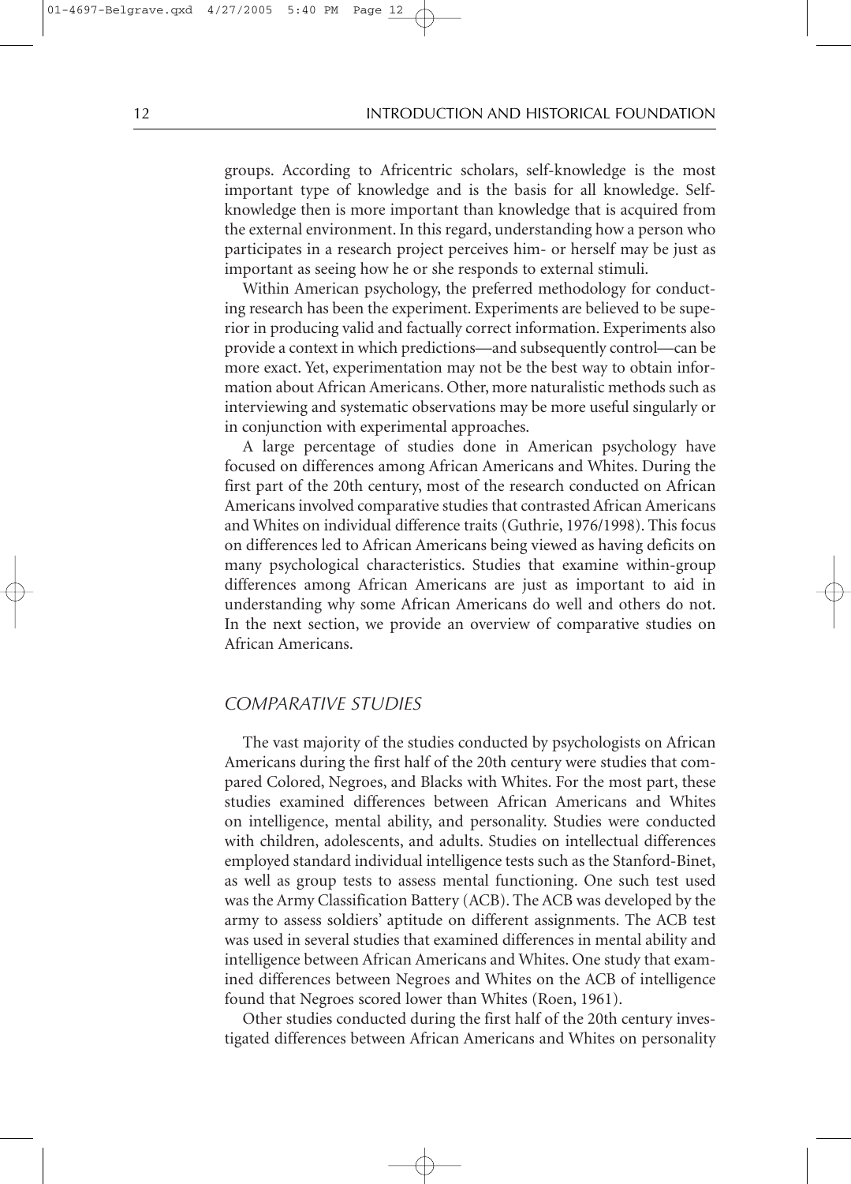groups. According to Africentric scholars, self-knowledge is the most important type of knowledge and is the basis for all knowledge. Self-knowledge then is more important than knowledge that is acquired from the external environment. In this regard, understanding how a person who participates in a research project perceives him- or herself may be just as important as seeing how he or she responds to external stimuli.

Within American psychology, the preferred methodology for conducting research has been the experiment. Experiments are believed to be superior in producing valid and factually correct information. Experiments also provide a context in which predictions—and subsequently control—can be more exact. Yet, experimentation may not be the best way to obtain information about African Americans. Other, more naturalistic methods such as interviewing and systematic observations may be more useful singularly or in conjunction with experimental approaches.

A large percentage of studies done in American psychology have focused on differences among African Americans and Whites. During the first part of the 20th century, most of the research conducted on African Americans involved comparative studies that contrasted African Americans and Whites on individual difference traits (Guthrie, 1976/1998). This focus on differences led to African Americans being viewed as having deficits on many psychological characteristics. Studies that examine within-group differences among African Americans are just as important to aid in understanding why some African Americans do well and others do not. In the next section, we provide an overview of comparative studies on African Americans.

## *COMPARATIVE STUDIES*

The vast majority of the studies conducted by psychologists on African Americans during the first half of the 20th century were studies that compared Colored, Negroes, and Blacks with Whites. For the most part, these studies examined differences between African Americans and Whites on intelligence, mental ability, and personality. Studies were conducted with children, adolescents, and adults. Studies on intellectual differences employed standard individual intelligence tests such as the Stanford-Binet, as well as group tests to assess mental functioning. One such test used was the Army Classification Battery (ACB). The ACB was developed by the army to assess soldiers' aptitude on different assignments. The ACB test was used in several studies that examined differences in mental ability and intelligence between African Americans and Whites. One study that examined differences between Negroes and Whites on the ACB of intelligence found that Negroes scored lower than Whites (Roen, 1961).

Other studies conducted during the first half of the 20th century investigated differences between African Americans and Whites on personality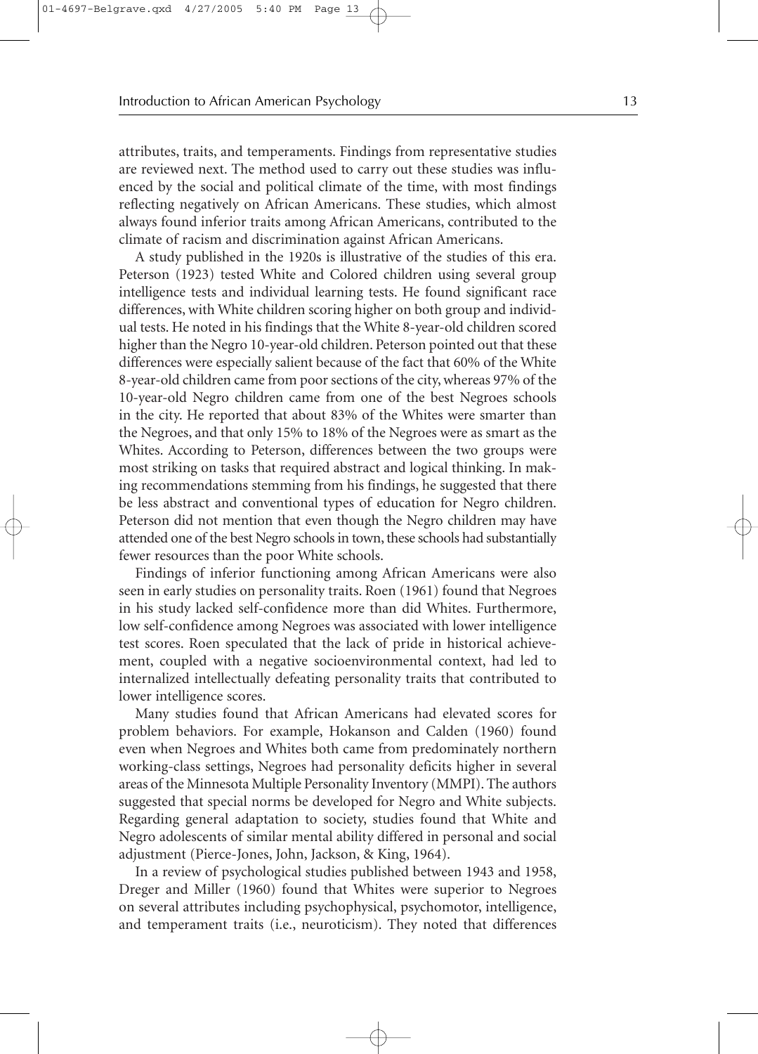attributes, traits, and temperaments. Findings from representative studies are reviewed next. The method used to carry out these studies was influenced by the social and political climate of the time, with most findings reflecting negatively on African Americans. These studies, which almost always found inferior traits among African Americans, contributed to the climate of racism and discrimination against African Americans.

A study published in the 1920s is illustrative of the studies of this era. Peterson (1923) tested White and Colored children using several group intelligence tests and individual learning tests. He found significant race differences, with White children scoring higher on both group and individual tests. He noted in his findings that the White 8-year-old children scored higher than the Negro 10-year-old children. Peterson pointed out that these differences were especially salient because of the fact that 60% of the White 8-year-old children came from poor sections of the city, whereas 97% of the 10-year-old Negro children came from one of the best Negroes schools in the city. He reported that about 83% of the Whites were smarter than the Negroes, and that only 15% to 18% of the Negroes were as smart as the Whites. According to Peterson, differences between the two groups were most striking on tasks that required abstract and logical thinking. In making recommendations stemming from his findings, he suggested that there be less abstract and conventional types of education for Negro children. Peterson did not mention that even though the Negro children may have attended one of the best Negro schools in town, these schools had substantially fewer resources than the poor White schools.

Findings of inferior functioning among African Americans were also seen in early studies on personality traits. Roen (1961) found that Negroes in his study lacked self-confidence more than did Whites. Furthermore, low self-confidence among Negroes was associated with lower intelligence test scores. Roen speculated that the lack of pride in historical achievement, coupled with a negative socioenvironmental context, had led to internalized intellectually defeating personality traits that contributed to lower intelligence scores.

Many studies found that African Americans had elevated scores for problem behaviors. For example, Hokanson and Calden (1960) found even when Negroes and Whites both came from predominately northern working-class settings, Negroes had personality deficits higher in several areas of the Minnesota Multiple Personality Inventory (MMPI). The authors suggested that special norms be developed for Negro and White subjects. Regarding general adaptation to society, studies found that White and Negro adolescents of similar mental ability differed in personal and social adjustment (Pierce-Jones, John, Jackson, & King, 1964).

In a review of psychological studies published between 1943 and 1958, Dreger and Miller (1960) found that Whites were superior to Negroes on several attributes including psychophysical, psychomotor, intelligence, and temperament traits (i.e., neuroticism). They noted that differences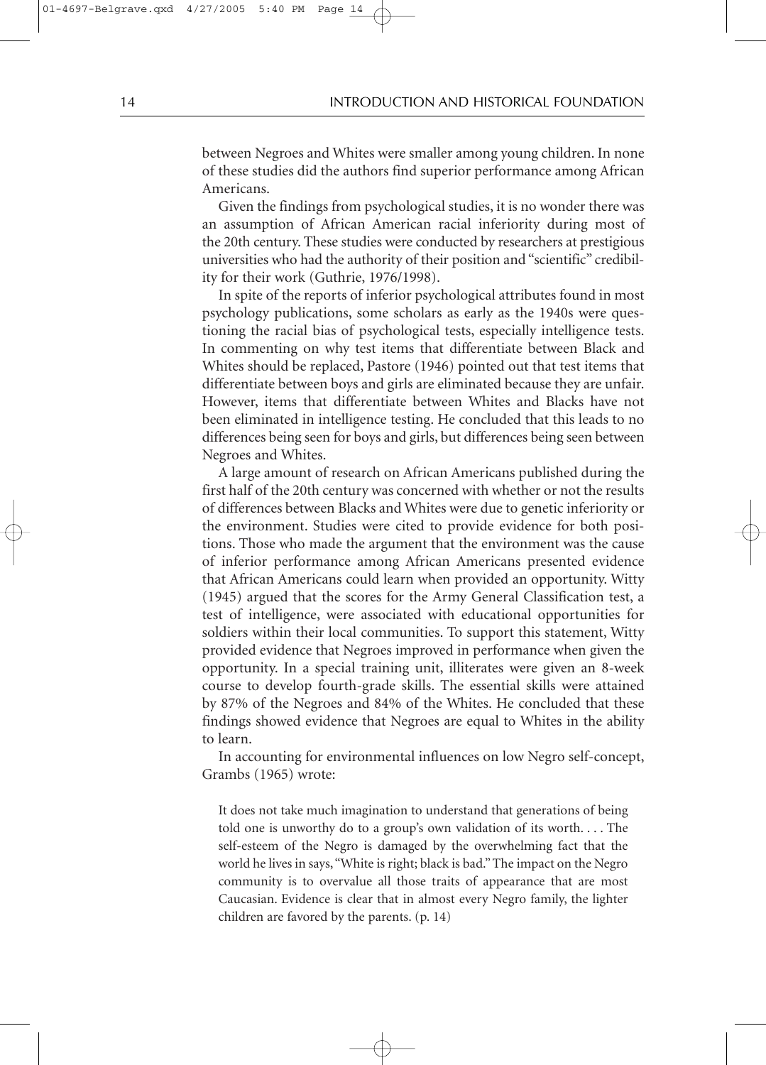between Negroes and Whites were smaller among young children. In none of these studies did the authors find superior performance among African Americans.

Given the findings from psychological studies, it is no wonder there was an assumption of African American racial inferiority during most of the 20th century. These studies were conducted by researchers at prestigious universities who had the authority of their position and "scientific" credibility for their work (Guthrie, 1976/1998).

In spite of the reports of inferior psychological attributes found in most psychology publications, some scholars as early as the 1940s were questioning the racial bias of psychological tests, especially intelligence tests. In commenting on why test items that differentiate between Black and Whites should be replaced, Pastore (1946) pointed out that test items that differentiate between boys and girls are eliminated because they are unfair. However, items that differentiate between Whites and Blacks have not been eliminated in intelligence testing. He concluded that this leads to no differences being seen for boys and girls, but differences being seen between Negroes and Whites.

A large amount of research on African Americans published during the first half of the 20th century was concerned with whether or not the results of differences between Blacks and Whites were due to genetic inferiority or the environment. Studies were cited to provide evidence for both positions. Those who made the argument that the environment was the cause of inferior performance among African Americans presented evidence that African Americans could learn when provided an opportunity. Witty (1945) argued that the scores for the Army General Classification test, a test of intelligence, were associated with educational opportunities for soldiers within their local communities. To support this statement, Witty provided evidence that Negroes improved in performance when given the opportunity. In a special training unit, illiterates were given an 8-week course to develop fourth-grade skills. The essential skills were attained by 87% of the Negroes and 84% of the Whites. He concluded that these findings showed evidence that Negroes are equal to Whites in the ability to learn.

In accounting for environmental influences on low Negro self-concept, Grambs (1965) wrote:

> It does not take much imagination to understand that generations of being told one is unworthy do to a group's own validation of its worth. . . . The self-esteem of the Negro is damaged by the overwhelming fact that the world he lives in says, "White is right; black is bad." The impact on the Negro community is to overvalue all those traits of appearance that are most Caucasian. Evidence is clear that in almost every Negro family, the lighter children are favored by the parents. (p. 14)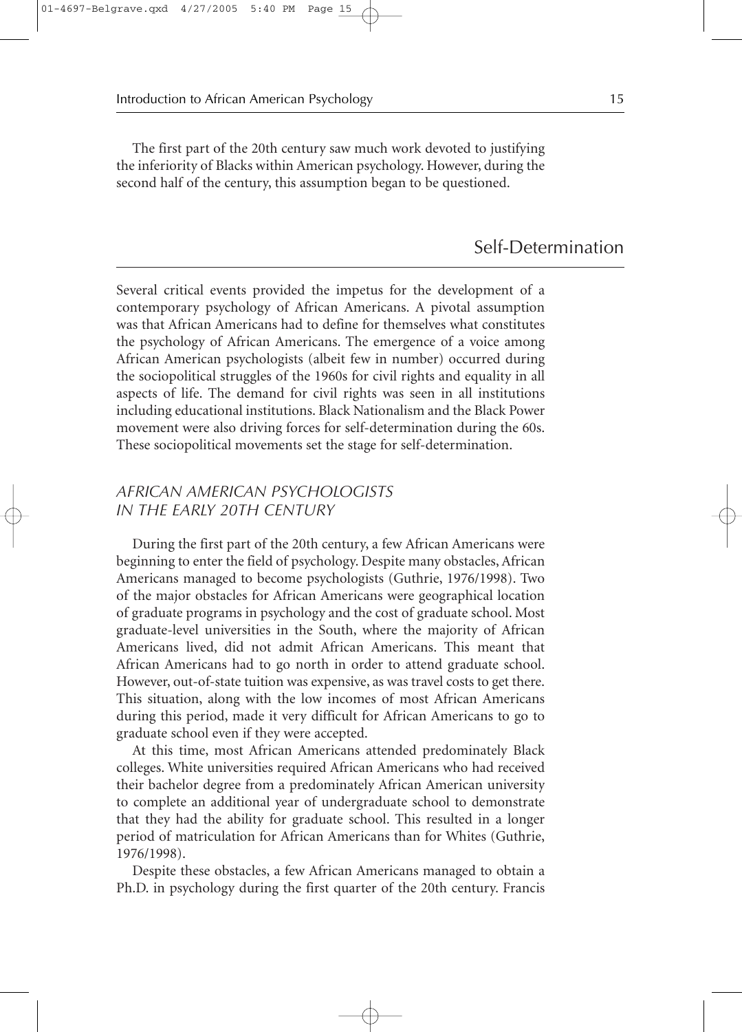The first part of the 20th century saw much work devoted to justifying the inferiority of Blacks within American psychology. However, during the second half of the century, this assumption began to be questioned.

## Self-Determination

Several critical events provided the impetus for the development of a contemporary psychology of African Americans. A pivotal assumption was that African Americans had to define for themselves what constitutes the psychology of African Americans. The emergence of a voice among African American psychologists (albeit few in number) occurred during the sociopolitical struggles of the 1960s for civil rights and equality in all aspects of life. The demand for civil rights was seen in all institutions including educational institutions. Black Nationalism and the Black Power movement were also driving forces for self-determination during the 60s. These sociopolitical movements set the stage for self-determination.

### *AFRICAN AMERICAN PSYCHOLOGISTS IN THE EARLY 20TH CENTURY*

During the first part of the 20th century, a few African Americans were beginning to enter the field of psychology. Despite many obstacles, African Americans managed to become psychologists (Guthrie, 1976/1998). Two of the major obstacles for African Americans were geographical location of graduate programs in psychology and the cost of graduate school. Most graduate-level universities in the South, where the majority of African Americans lived, did not admit African Americans. This meant that African Americans had to go north in order to attend graduate school. However, out-of-state tuition was expensive, as was travel costs to get there. This situation, along with the low incomes of most African Americans during this period, made it very difficult for African Americans to go to graduate school even if they were accepted.

At this time, most African Americans attended predominately Black colleges. White universities required African Americans who had received their bachelor degree from a predominately African American university to complete an additional year of undergraduate school to demonstrate that they had the ability for graduate school. This resulted in a longer period of matriculation for African Americans than for Whites (Guthrie, 1976/1998).

Despite these obstacles, a few African Americans managed to obtain a Ph.D. in psychology during the first quarter of the 20th century. Francis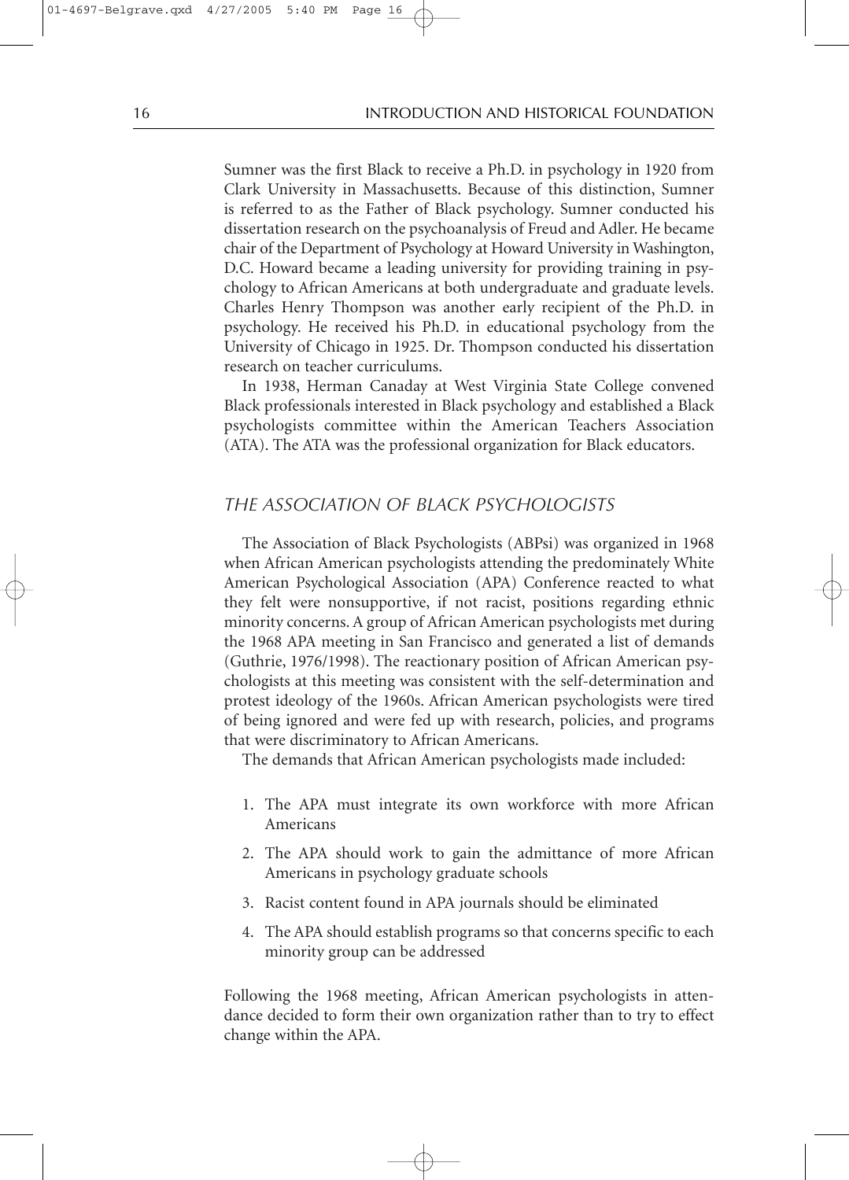Sumner was the first Black to receive a Ph.D. in psychology in 1920 from Clark University in Massachusetts. Because of this distinction, Sumner is referred to as the Father of Black psychology. Sumner conducted his dissertation research on the psychoanalysis of Freud and Adler. He became chair of the Department of Psychology at Howard University in Washington, D.C. Howard became a leading university for providing training in psychology to African Americans at both undergraduate and graduate levels. Charles Henry Thompson was another early recipient of the Ph.D. in psychology. He received his Ph.D. in educational psychology from the University of Chicago in 1925. Dr. Thompson conducted his dissertation research on teacher curriculums.

In 1938, Herman Canaday at West Virginia State College convened Black professionals interested in Black psychology and established a Black psychologists committee within the American Teachers Association (ATA). The ATA was the professional organization for Black educators.

## *THE ASSOCIATION OF BLACK PSYCHOLOGISTS*

The Association of Black Psychologists (ABPsi) was organized in 1968 when African American psychologists attending the predominately White American Psychological Association (APA) Conference reacted to what they felt were nonsupportive, if not racist, positions regarding ethnic minority concerns. A group of African American psychologists met during the 1968 APA meeting in San Francisco and generated a list of demands (Guthrie, 1976/1998). The reactionary position of African American psychologists at this meeting was consistent with the self-determination and protest ideology of the 1960s. African American psychologists were tired of being ignored and were fed up with research, policies, and programs that were discriminatory to African Americans.

The demands that African American psychologists made included:

1. The APA must integrate its own workforce with more African Americans
2. The APA should work to gain the admittance of more African Americans in psychology graduate schools
3. Racist content found in APA journals should be eliminated
4. The APA should establish programs so that concerns specific to each minority group can be addressed

Following the 1968 meeting, African American psychologists in attendance decided to form their own organization rather than to try to effect change within the APA.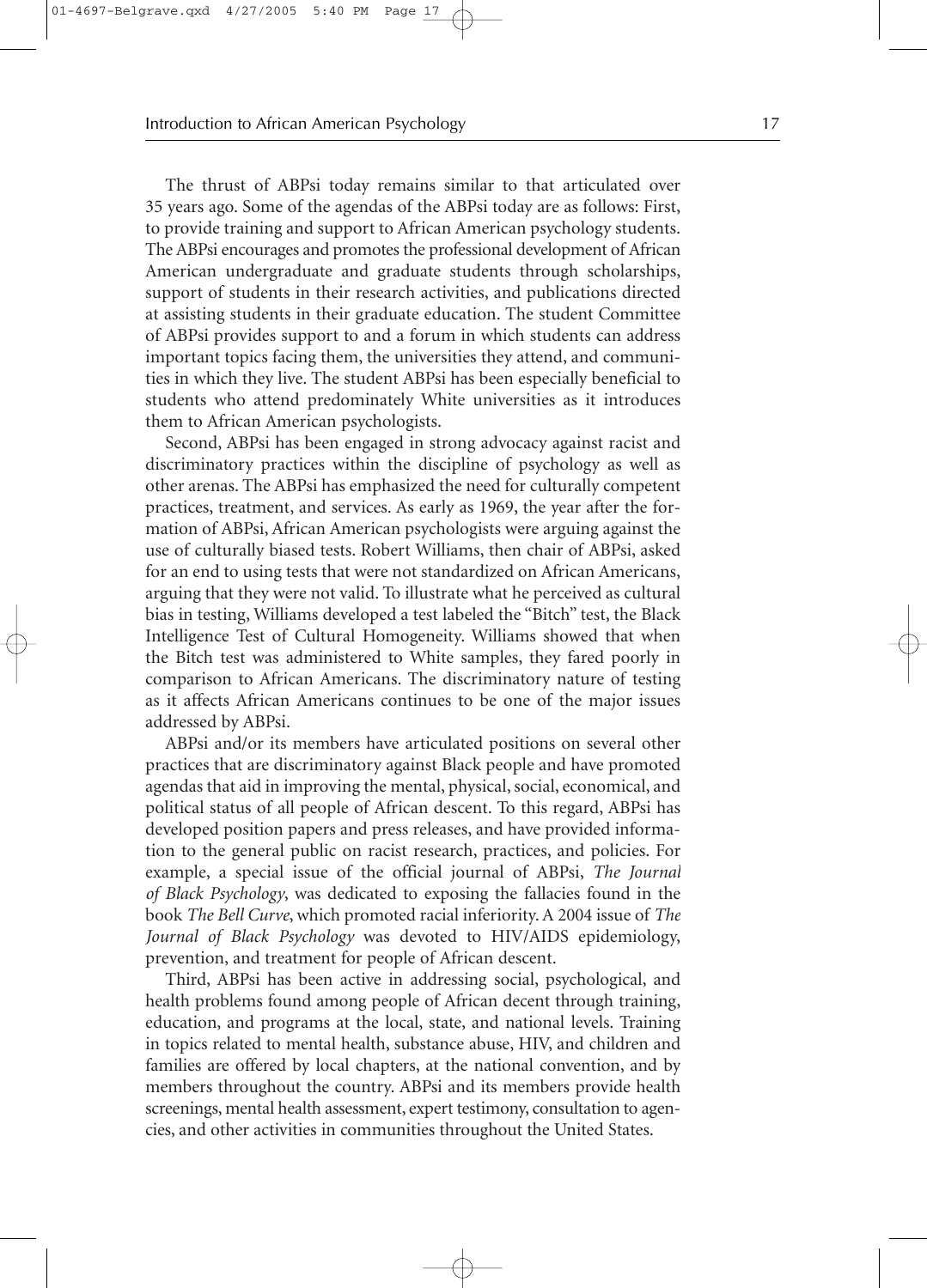The thrust of ABPsi today remains similar to that articulated over 35 years ago. Some of the agendas of the ABPsi today are as follows: First, to provide training and support to African American psychology students. The ABPsi encourages and promotes the professional development of African American undergraduate and graduate students through scholarships, support of students in their research activities, and publications directed at assisting students in their graduate education. The student Committee of ABPsi provides support to and a forum in which students can address important topics facing them, the universities they attend, and communities in which they live. The student ABPsi has been especially beneficial to students who attend predominately White universities as it introduces them to African American psychologists.

Second, ABPsi has been engaged in strong advocacy against racist and discriminatory practices within the discipline of psychology as well as other arenas. The ABPsi has emphasized the need for culturally competent practices, treatment, and services. As early as 1969, the year after the formation of ABPsi, African American psychologists were arguing against the use of culturally biased tests. Robert Williams, then chair of ABPsi, asked for an end to using tests that were not standardized on African Americans, arguing that they were not valid. To illustrate what he perceived as cultural bias in testing, Williams developed a test labeled the "Bitch" test, the Black Intelligence Test of Cultural Homogeneity. Williams showed that when the Bitch test was administered to White samples, they fared poorly in comparison to African Americans. The discriminatory nature of testing as it affects African Americans continues to be one of the major issues addressed by ABPsi.

ABPsi and/or its members have articulated positions on several other practices that are discriminatory against Black people and have promoted agendas that aid in improving the mental, physical, social, economical, and political status of all people of African descent. To this regard, ABPsi has developed position papers and press releases, and have provided information to the general public on racist research, practices, and policies. For example, a special issue of the official journal of ABPsi, *The Journal of Black Psychology*, was dedicated to exposing the fallacies found in the book *The Bell Curve*, which promoted racial inferiority. A 2004 issue of *The Journal of Black Psychology* was devoted to HIV/AIDS epidemiology, prevention, and treatment for people of African descent.

Third, ABPsi has been active in addressing social, psychological, and health problems found among people of African decent through training, education, and programs at the local, state, and national levels. Training in topics related to mental health, substance abuse, HIV, and children and families are offered by local chapters, at the national convention, and by members throughout the country. ABPsi and its members provide health screenings, mental health assessment, expert testimony, consultation to agencies, and other activities in communities throughout the United States.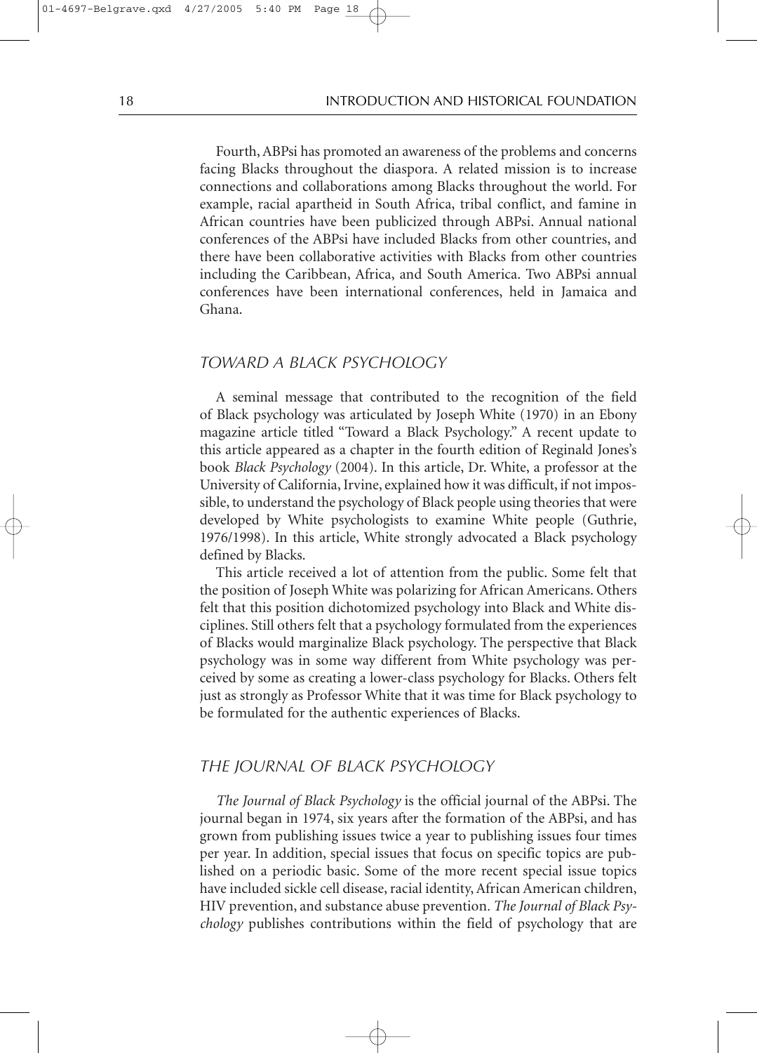Fourth, ABPsi has promoted an awareness of the problems and concerns facing Blacks throughout the diaspora. A related mission is to increase connections and collaborations among Blacks throughout the world. For example, racial apartheid in South Africa, tribal conflict, and famine in African countries have been publicized through ABPsi. Annual national conferences of the ABPsi have included Blacks from other countries, and there have been collaborative activities with Blacks from other countries including the Caribbean, Africa, and South America. Two ABPsi annual conferences have been international conferences, held in Jamaica and Ghana.

## *TOWARD A BLACK PSYCHOLOGY*

A seminal message that contributed to the recognition of the field of Black psychology was articulated by Joseph White (1970) in an Ebony magazine article titled "Toward a Black Psychology." A recent update to this article appeared as a chapter in the fourth edition of Reginald Jones's book *Black Psychology* (2004). In this article, Dr. White, a professor at the University of California, Irvine, explained how it was difficult, if not impossible, to understand the psychology of Black people using theories that were developed by White psychologists to examine White people (Guthrie, 1976/1998). In this article, White strongly advocated a Black psychology defined by Blacks.

This article received a lot of attention from the public. Some felt that the position of Joseph White was polarizing for African Americans. Others felt that this position dichotomized psychology into Black and White disciplines. Still others felt that a psychology formulated from the experiences of Blacks would marginalize Black psychology. The perspective that Black psychology was in some way different from White psychology was perceived by some as creating a lower-class psychology for Blacks. Others felt just as strongly as Professor White that it was time for Black psychology to be formulated for the authentic experiences of Blacks.

## *THE JOURNAL OF BLACK PSYCHOLOGY*

*The Journal of Black Psychology* is the official journal of the ABPsi. The journal began in 1974, six years after the formation of the ABPsi, and has grown from publishing issues twice a year to publishing issues four times per year. In addition, special issues that focus on specific topics are published on a periodic basic. Some of the more recent special issue topics have included sickle cell disease, racial identity, African American children, HIV prevention, and substance abuse prevention. *The Journal of Black Psychology* publishes contributions within the field of psychology that are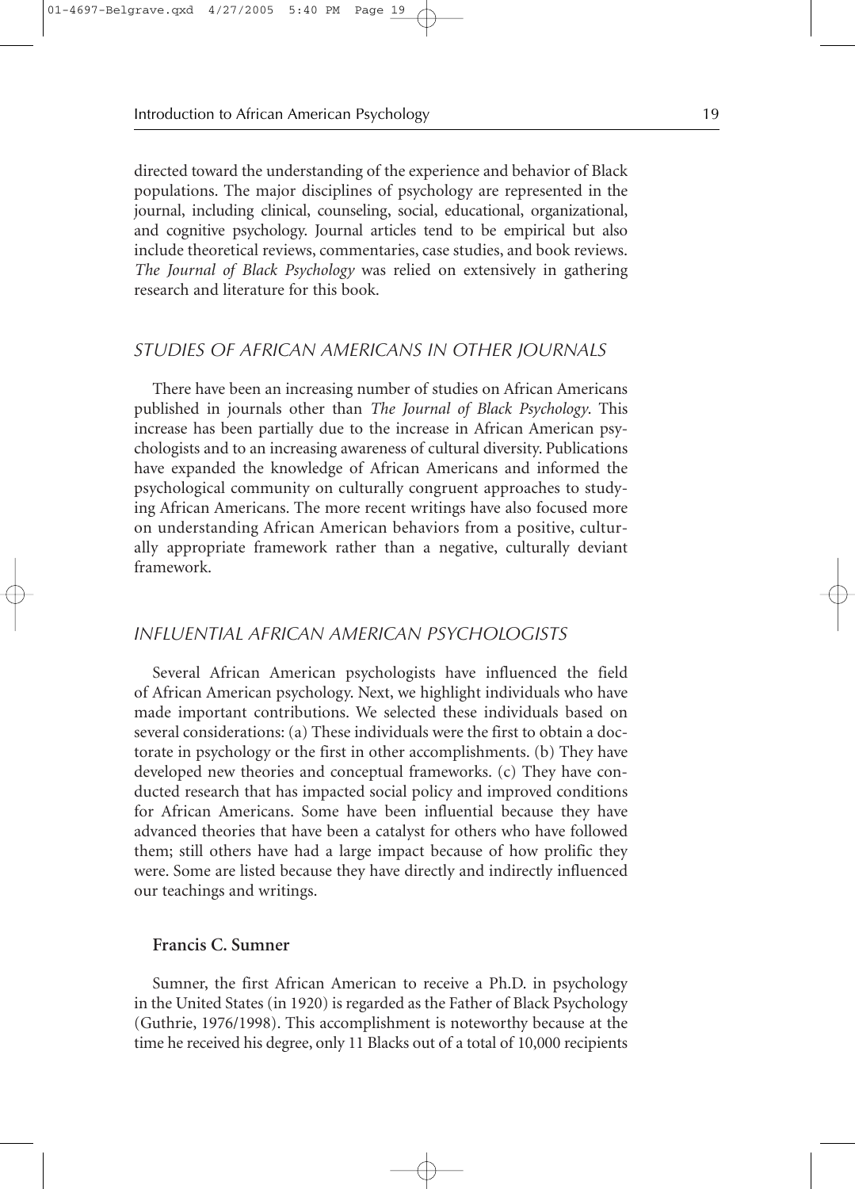directed toward the understanding of the experience and behavior of Black populations. The major disciplines of psychology are represented in the journal, including clinical, counseling, social, educational, organizational, and cognitive psychology. Journal articles tend to be empirical but also include theoretical reviews, commentaries, case studies, and book reviews. *The Journal of Black Psychology* was relied on extensively in gathering research and literature for this book.

## STUDIES OF AFRICAN AMERICANS IN OTHER JOURNALS

There have been an increasing number of studies on African Americans published in journals other than *The Journal of Black Psychology*. This increase has been partially due to the increase in African American psychologists and to an increasing awareness of cultural diversity. Publications have expanded the knowledge of African Americans and informed the psychological community on culturally congruent approaches to studying African Americans. The more recent writings have also focused more on understanding African American behaviors from a positive, culturally appropriate framework rather than a negative, culturally deviant framework.

## INFLUENTIAL AFRICAN AMERICAN PSYCHOLOGISTS

Several African American psychologists have influenced the field of African American psychology. Next, we highlight individuals who have made important contributions. We selected these individuals based on several considerations: (a) These individuals were the first to obtain a doctorate in psychology or the first in other accomplishments. (b) They have developed new theories and conceptual frameworks. (c) They have conducted research that has impacted social policy and improved conditions for African Americans. Some have been influential because they have advanced theories that have been a catalyst for others who have followed them; still others have had a large impact because of how prolific they were. Some are listed because they have directly and indirectly influenced our teachings and writings.

### Francis C. Sumner

Sumner, the first African American to receive a Ph.D. in psychology in the United States (in 1920) is regarded as the Father of Black Psychology (Guthrie, 1976/1998). This accomplishment is noteworthy because at the time he received his degree, only 11 Blacks out of a total of 10,000 recipients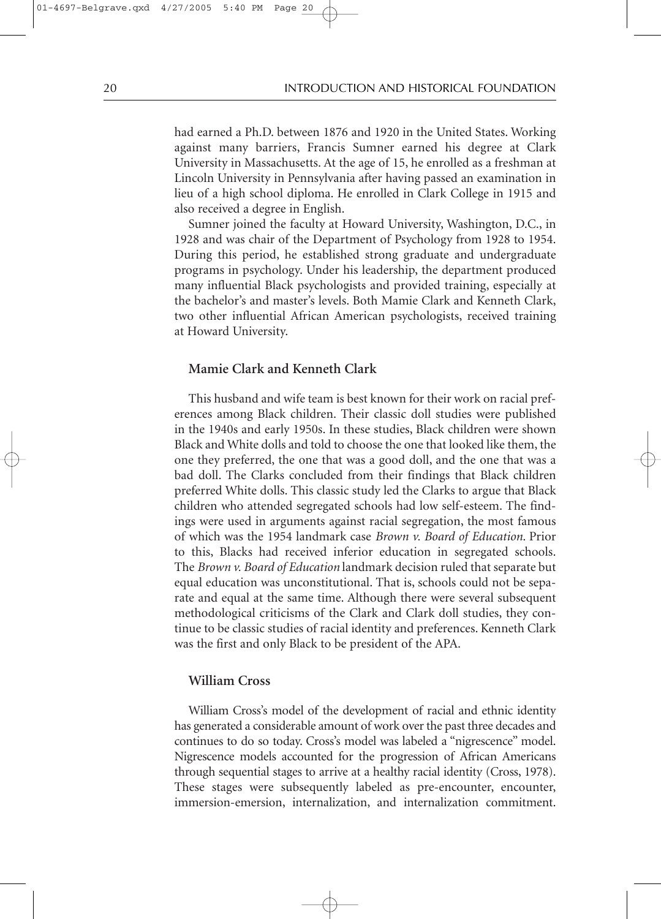had earned a Ph.D. between 1876 and 1920 in the United States. Working against many barriers, Francis Sumner earned his degree at Clark University in Massachusetts. At the age of 15, he enrolled as a freshman at Lincoln University in Pennsylvania after having passed an examination in lieu of a high school diploma. He enrolled in Clark College in 1915 and also received a degree in English.

Sumner joined the faculty at Howard University, Washington, D.C., in 1928 and was chair of the Department of Psychology from 1928 to 1954. During this period, he established strong graduate and undergraduate programs in psychology. Under his leadership, the department produced many influential Black psychologists and provided training, especially at the bachelor's and master's levels. Both Mamie Clark and Kenneth Clark, two other influential African American psychologists, received training at Howard University.

### Mamie Clark and Kenneth Clark

This husband and wife team is best known for their work on racial preferences among Black children. Their classic doll studies were published in the 1940s and early 1950s. In these studies, Black children were shown Black and White dolls and told to choose the one that looked like them, the one they preferred, the one that was a good doll, and the one that was a bad doll. The Clarks concluded from their findings that Black children preferred White dolls. This classic study led the Clarks to argue that Black children who attended segregated schools had low self-esteem. The findings were used in arguments against racial segregation, the most famous of which was the 1954 landmark case *Brown v. Board of Education*. Prior to this, Blacks had received inferior education in segregated schools. The *Brown v. Board of Education* landmark decision ruled that separate but equal education was unconstitutional. That is, schools could not be separate and equal at the same time. Although there were several subsequent methodological criticisms of the Clark and Clark doll studies, they continue to be classic studies of racial identity and preferences. Kenneth Clark was the first and only Black to be president of the APA.

### William Cross

William Cross's model of the development of racial and ethnic identity has generated a considerable amount of work over the past three decades and continues to do so today. Cross's model was labeled a "nigrescence" model. Nigrescence models accounted for the progression of African Americans through sequential stages to arrive at a healthy racial identity (Cross, 1978). These stages were subsequently labeled as pre-encounter, encounter, immersion-emersion, internalization, and internalization commitment.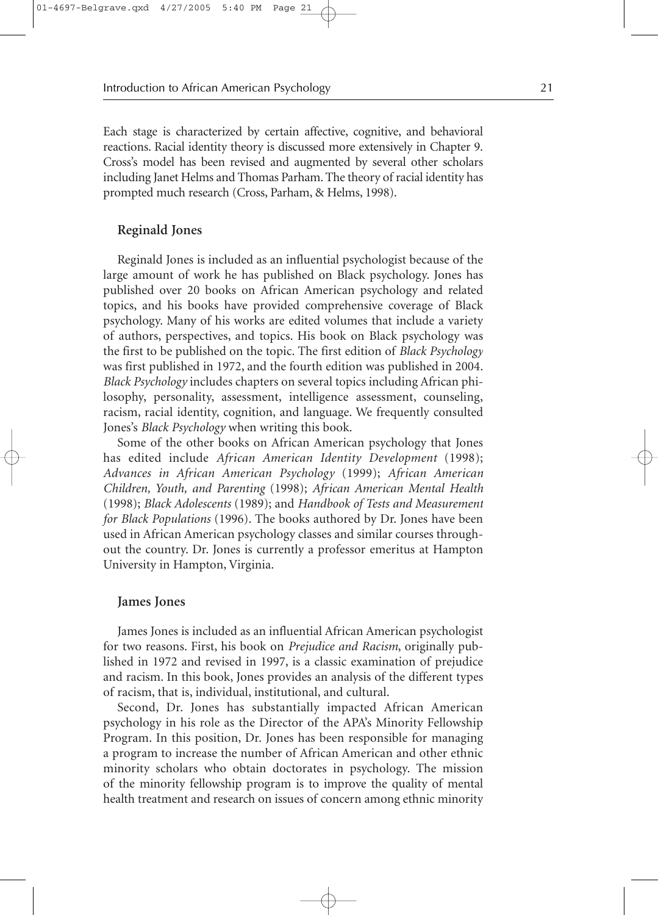Each stage is characterized by certain affective, cognitive, and behavioral reactions. Racial identity theory is discussed more extensively in Chapter 9. Cross's model has been revised and augmented by several other scholars including Janet Helms and Thomas Parham. The theory of racial identity has prompted much research (Cross, Parham, & Helms, 1998).

### Reginald Jones

Reginald Jones is included as an influential psychologist because of the large amount of work he has published on Black psychology. Jones has published over 20 books on African American psychology and related topics, and his books have provided comprehensive coverage of Black psychology. Many of his works are edited volumes that include a variety of authors, perspectives, and topics. His book on Black psychology was the first to be published on the topic. The first edition of *Black Psychology* was first published in 1972, and the fourth edition was published in 2004. *Black Psychology* includes chapters on several topics including African philosophy, personality, assessment, intelligence assessment, counseling, racism, racial identity, cognition, and language. We frequently consulted Jones's *Black Psychology* when writing this book.

Some of the other books on African American psychology that Jones has edited include *African American Identity Development* (1998); *Advances in African American Psychology* (1999); *African American Children, Youth, and Parenting* (1998); *African American Mental Health* (1998); *Black Adolescents* (1989); and *Handbook of Tests and Measurement for Black Populations* (1996). The books authored by Dr. Jones have been used in African American psychology classes and similar courses throughout the country. Dr. Jones is currently a professor emeritus at Hampton University in Hampton, Virginia.

### James Jones

James Jones is included as an influential African American psychologist for two reasons. First, his book on *Prejudice and Racism*, originally published in 1972 and revised in 1997, is a classic examination of prejudice and racism. In this book, Jones provides an analysis of the different types of racism, that is, individual, institutional, and cultural.

Second, Dr. Jones has substantially impacted African American psychology in his role as the Director of the APA's Minority Fellowship Program. In this position, Dr. Jones has been responsible for managing a program to increase the number of African American and other ethnic minority scholars who obtain doctorates in psychology. The mission of the minority fellowship program is to improve the quality of mental health treatment and research on issues of concern among ethnic minority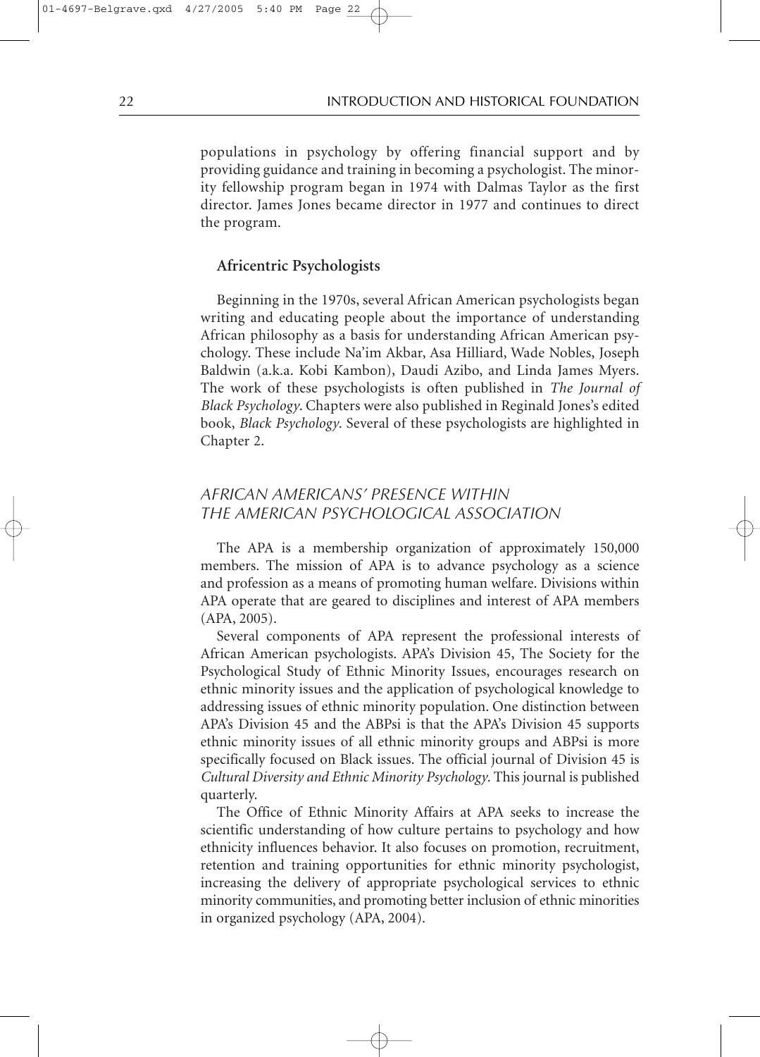populations in psychology by offering financial support and by providing guidance and training in becoming a psychologist. The minority fellowship program began in 1974 with Dalmas Taylor as the first director. James Jones became director in 1977 and continues to direct the program.

### Africentric Psychologists

Beginning in the 1970s, several African American psychologists began writing and educating people about the importance of understanding African philosophy as a basis for understanding African American psychology. These include Na'im Akbar, Asa Hilliard, Wade Nobles, Joseph Baldwin (a.k.a. Kobi Kambon), Daudi Azibo, and Linda James Myers. The work of these psychologists is often published in *The Journal of Black Psychology*. Chapters were also published in Reginald Jones's edited book, *Black Psychology*. Several of these psychologists are highlighted in Chapter 2.

## *AFRICAN AMERICANS' PRESENCE WITHIN THE AMERICAN PSYCHOLOGICAL ASSOCIATION*

The APA is a membership organization of approximately 150,000 members. The mission of APA is to advance psychology as a science and profession as a means of promoting human welfare. Divisions within APA operate that are geared to disciplines and interest of APA members (APA, 2005).

Several components of APA represent the professional interests of African American psychologists. APA's Division 45, The Society for the Psychological Study of Ethnic Minority Issues, encourages research on ethnic minority issues and the application of psychological knowledge to addressing issues of ethnic minority population. One distinction between APA's Division 45 and the ABPsi is that the APA's Division 45 supports ethnic minority issues of all ethnic minority groups and ABPsi is more specifically focused on Black issues. The official journal of Division 45 is *Cultural Diversity and Ethnic Minority Psychology*. This journal is published quarterly.

The Office of Ethnic Minority Affairs at APA seeks to increase the scientific understanding of how culture pertains to psychology and how ethnicity influences behavior. It also focuses on promotion, recruitment, retention and training opportunities for ethnic minority psychologist, increasing the delivery of appropriate psychological services to ethnic minority communities, and promoting better inclusion of ethnic minorities in organized psychology (APA, 2004).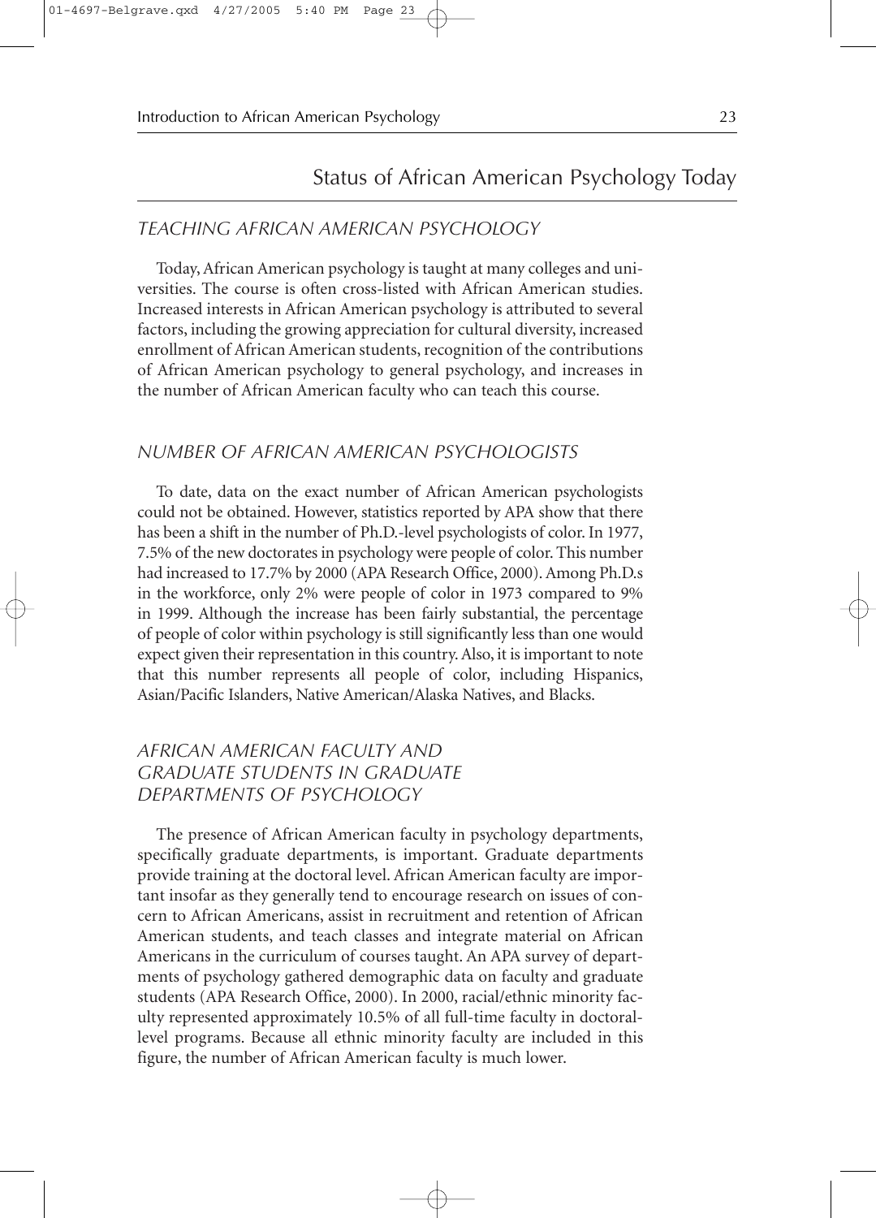## Status of African American Psychology Today

### *TEACHING AFRICAN AMERICAN PSYCHOLOGY*

Today, African American psychology is taught at many colleges and universities. The course is often cross-listed with African American studies. Increased interests in African American psychology is attributed to several factors, including the growing appreciation for cultural diversity, increased enrollment of African American students, recognition of the contributions of African American psychology to general psychology, and increases in the number of African American faculty who can teach this course.

### *NUMBER OF AFRICAN AMERICAN PSYCHOLOGISTS*

To date, data on the exact number of African American psychologists could not be obtained. However, statistics reported by APA show that there has been a shift in the number of Ph.D.-level psychologists of color. In 1977, 7.5% of the new doctorates in psychology were people of color. This number had increased to 17.7% by 2000 (APA Research Office, 2000). Among Ph.D.s in the workforce, only 2% were people of color in 1973 compared to 9% in 1999. Although the increase has been fairly substantial, the percentage of people of color within psychology is still significantly less than one would expect given their representation in this country. Also, it is important to note that this number represents all people of color, including Hispanics, Asian/Pacific Islanders, Native American/Alaska Natives, and Blacks.

### *AFRICAN AMERICAN FACULTY AND GRADUATE STUDENTS IN GRADUATE DEPARTMENTS OF PSYCHOLOGY*

The presence of African American faculty in psychology departments, specifically graduate departments, is important. Graduate departments provide training at the doctoral level. African American faculty are important insofar as they generally tend to encourage research on issues of concern to African Americans, assist in recruitment and retention of African American students, and teach classes and integrate material on African Americans in the curriculum of courses taught. An APA survey of departments of psychology gathered demographic data on faculty and graduate students (APA Research Office, 2000). In 2000, racial/ethnic minority faculty represented approximately 10.5% of all full-time faculty in doctoral-level programs. Because all ethnic minority faculty are included in this figure, the number of African American faculty is much lower.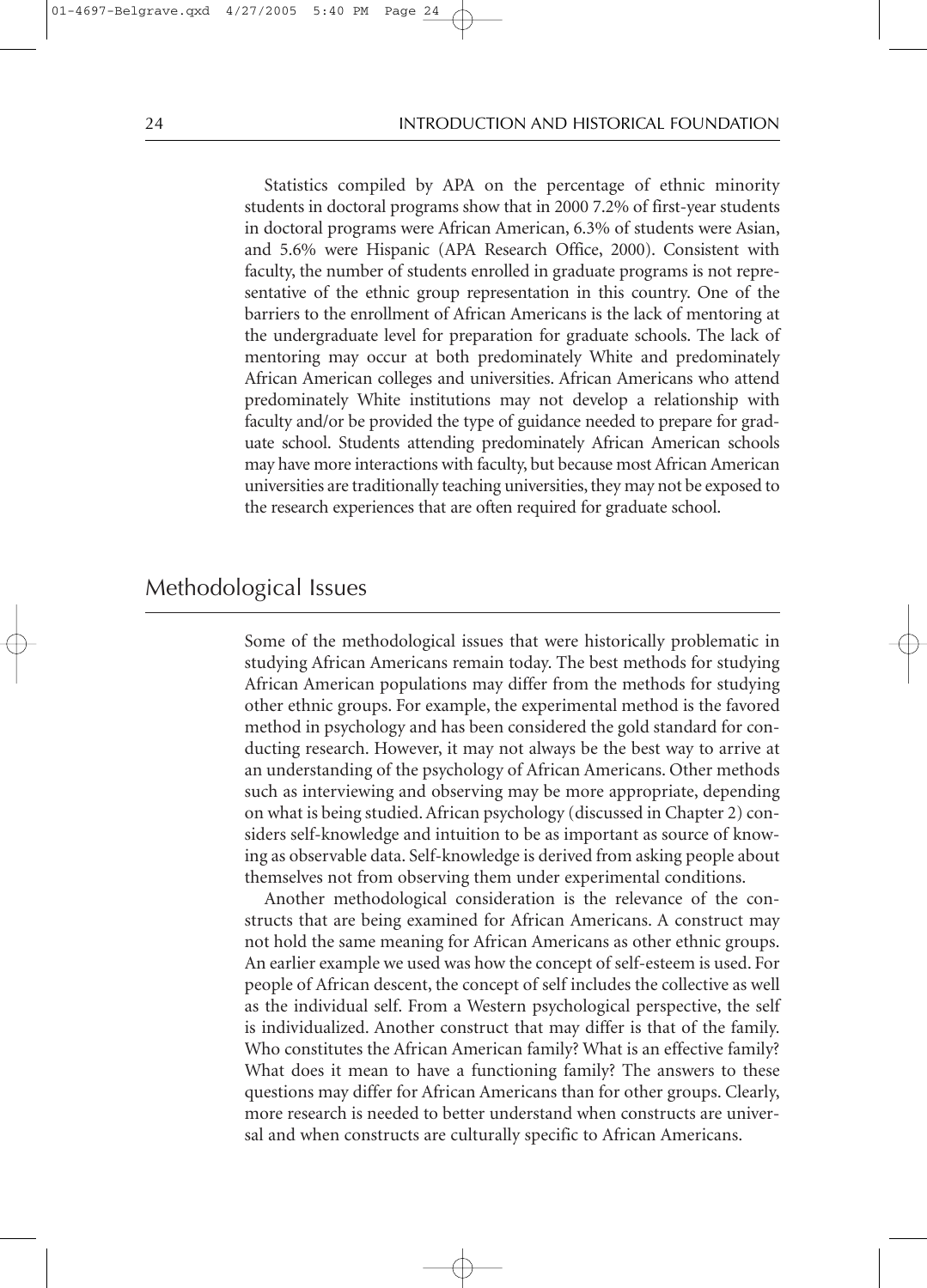Statistics compiled by APA on the percentage of ethnic minority students in doctoral programs show that in 2000 7.2% of first-year students in doctoral programs were African American, 6.3% of students were Asian, and 5.6% were Hispanic (APA Research Office, 2000). Consistent with faculty, the number of students enrolled in graduate programs is not representative of the ethnic group representation in this country. One of the barriers to the enrollment of African Americans is the lack of mentoring at the undergraduate level for preparation for graduate schools. The lack of mentoring may occur at both predominately White and predominately African American colleges and universities. African Americans who attend predominately White institutions may not develop a relationship with faculty and/or be provided the type of guidance needed to prepare for graduate school. Students attending predominately African American schools may have more interactions with faculty, but because most African American universities are traditionally teaching universities, they may not be exposed to the research experiences that are often required for graduate school.

## Methodological Issues

Some of the methodological issues that were historically problematic in studying African Americans remain today. The best methods for studying African American populations may differ from the methods for studying other ethnic groups. For example, the experimental method is the favored method in psychology and has been considered the gold standard for conducting research. However, it may not always be the best way to arrive at an understanding of the psychology of African Americans. Other methods such as interviewing and observing may be more appropriate, depending on what is being studied. African psychology (discussed in Chapter 2) considers self-knowledge and intuition to be as important as source of knowing as observable data. Self-knowledge is derived from asking people about themselves not from observing them under experimental conditions.

Another methodological consideration is the relevance of the constructs that are being examined for African Americans. A construct may not hold the same meaning for African Americans as other ethnic groups. An earlier example we used was how the concept of self-esteem is used. For people of African descent, the concept of self includes the collective as well as the individual self. From a Western psychological perspective, the self is individualized. Another construct that may differ is that of the family. Who constitutes the African American family? What is an effective family? What does it mean to have a functioning family? The answers to these questions may differ for African Americans than for other groups. Clearly, more research is needed to better understand when constructs are universal and when constructs are culturally specific to African Americans.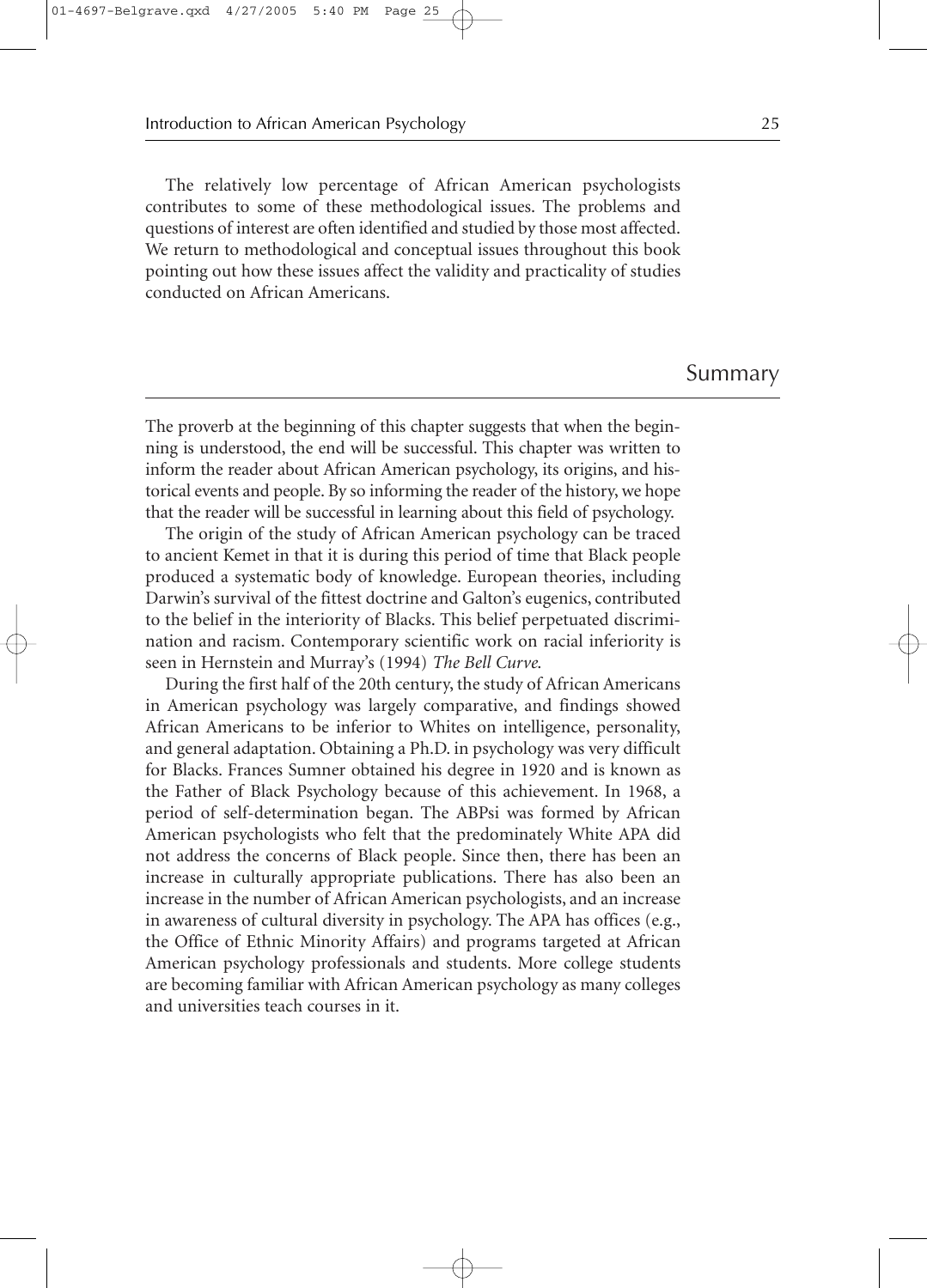The relatively low percentage of African American psychologists contributes to some of these methodological issues. The problems and questions of interest are often identified and studied by those most affected. We return to methodological and conceptual issues throughout this book pointing out how these issues affect the validity and practicality of studies conducted on African Americans.

## Summary

The proverb at the beginning of this chapter suggests that when the beginning is understood, the end will be successful. This chapter was written to inform the reader about African American psychology, its origins, and historical events and people. By so informing the reader of the history, we hope that the reader will be successful in learning about this field of psychology.

The origin of the study of African American psychology can be traced to ancient Kemet in that it is during this period of time that Black people produced a systematic body of knowledge. European theories, including Darwin's survival of the fittest doctrine and Galton's eugenics, contributed to the belief in the interiority of Blacks. This belief perpetuated discrimination and racism. Contemporary scientific work on racial inferiority is seen in Hernstein and Murray's (1994) *The Bell Curve.*

During the first half of the 20th century, the study of African Americans in American psychology was largely comparative, and findings showed African Americans to be inferior to Whites on intelligence, personality, and general adaptation. Obtaining a Ph.D. in psychology was very difficult for Blacks. Frances Sumner obtained his degree in 1920 and is known as the Father of Black Psychology because of this achievement. In 1968, a period of self-determination began. The ABPsi was formed by African American psychologists who felt that the predominately White APA did not address the concerns of Black people. Since then, there has been an increase in culturally appropriate publications. There has also been an increase in the number of African American psychologists, and an increase in awareness of cultural diversity in psychology. The APA has offices (e.g., the Office of Ethnic Minority Affairs) and programs targeted at African American psychology professionals and students. More college students are becoming familiar with African American psychology as many colleges and universities teach courses in it.